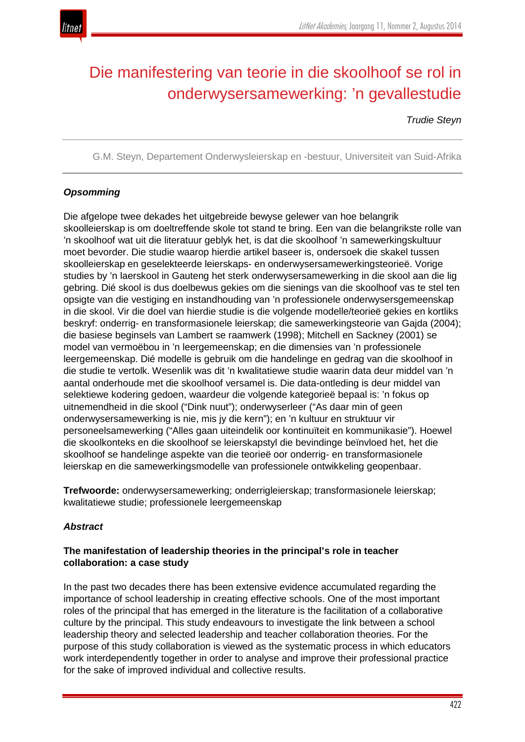# Die manifestering van teorie in die skoolhoof se rol in onderwysersamewerking: 'n gevallestudie

*Trudie Steyn*

G.M. Steyn, Departement Onderwysleierskap en -bestuur, Universiteit van Suid-Afrika

### *Opsomming*

Die afgelope twee dekades het uitgebreide bewyse gelewer van hoe belangrik skoolleierskap is om doeltreffende skole tot stand te bring. Een van die belangrikste rolle van 'n skoolhoof wat uit die literatuur geblyk het, is dat die skoolhoof 'n samewerkingskultuur moet bevorder. Die studie waarop hierdie artikel baseer is, ondersoek die skakel tussen skoolleierskap en geselekteerde leierskaps- en onderwysersamewerkingsteorieë. Vorige studies by 'n laerskool in Gauteng het sterk onderwysersamewerking in die skool aan die lig gebring. Dié skool is dus doelbewus gekies om die sienings van die skoolhoof vas te stel ten opsigte van die vestiging en instandhouding van 'n professionele onderwysersgemeenskap in die skool. Vir die doel van hierdie studie is die volgende modelle/teorieë gekies en kortliks beskryf: onderrig- en transformasionele leierskap; die samewerkingsteorie van Gajda (2004); die basiese beginsels van Lambert se raamwerk (1998); Mitchell en Sackney (2001) se model van vermoëbou in 'n leergemeenskap; en die dimensies van 'n professionele leergemeenskap. Dié modelle is gebruik om die handelinge en gedrag van die skoolhoof in die studie te vertolk. Wesenlik was dit 'n kwalitatiewe studie waarin data deur middel van 'n aantal onderhoude met die skoolhoof versamel is. Die data-ontleding is deur middel van selektiewe kodering gedoen, waardeur die volgende kategorieë bepaal is: 'n fokus op uitnemendheid in die skool ("Dink nuut"); onderwyserleer ("As daar min of geen onderwysersamewerking is nie, mis jy die kern"); en 'n kultuur en struktuur vir personeelsamewerking ("Alles gaan uiteindelik oor kontinuïteit en kommunikasie"). Hoewel die skoolkonteks en die skoolhoof se leierskapstyl die bevindinge beïnvloed het, het die skoolhoof se handelinge aspekte van die teorieë oor onderrig- en transformasionele leierskap en die samewerkingsmodelle van professionele ontwikkeling geopenbaar.

**Trefwoorde:** onderwysersamewerking; onderrigleierskap; transformasionele leierskap; kwalitatiewe studie; professionele leergemeenskap

### *Abstract*

**The manifestation of leadership theories in the principal's role in teacher collaboration: a case study**

In the past two decades there has been extensive evidence accumulated regarding the importance of school leadership in creating effective schools. One of the most important roles of the principal that has emerged in the literature is the facilitation of a collaborative culture by the principal. This study endeavours to investigate the link between a school leadership theory and selected leadership and teacher collaboration theories. For the purpose of this study collaboration is viewed as the systematic process in which educators work interdependently together in order to analyse and improve their professional practice for the sake of improved individual and collective results.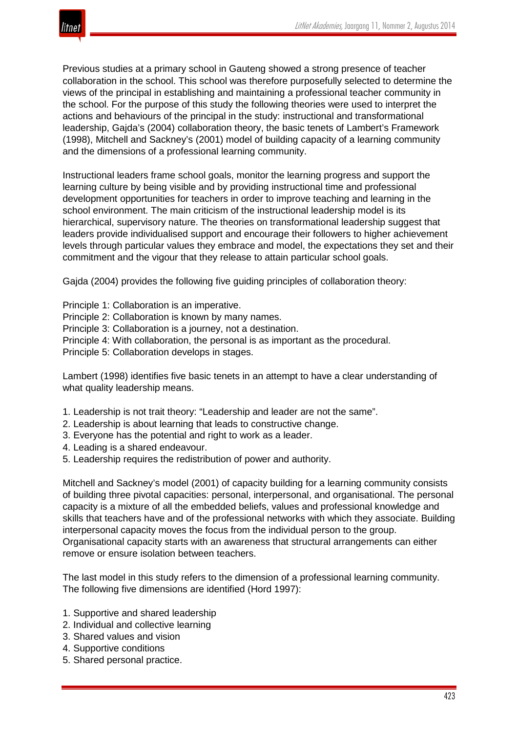Previous studies at a primary school in Gauteng showed a strong presence of teacher collaboration in the school. This school was therefore purposefully selected to determine the views of the principal in establishing and maintaining a professional teacher community in the school. For the purpose of this study the following theories were used to interpret the actions and behaviours of the principal in the study: instructional and transformational leadership, Gajda's (2004) collaboration theory, the basic tenets of Lambert's Framework (1998), Mitchell and Sackney's (2001) model of building capacity of a learning community and the dimensions of a professional learning community.

Instructional leaders frame school goals, monitor the learning progress and support the learning culture by being visible and by providing instructional time and professional development opportunities for teachers in order to improve teaching and learning in the school environment. The main criticism of the instructional leadership model is its hierarchical, supervisory nature. The theories on transformational leadership suggest that leaders provide individualised support and encourage their followers to higher achievement levels through particular values they embrace and model, the expectations they set and their commitment and the vigour that they release to attain particular school goals.

Gajda (2004) provides the following five guiding principles of collaboration theory:

Principle 1: Collaboration is an imperative.
Principle 2: Collaboration is known by many names.
Principle 3: Collaboration is a journey, not a destination.
Principle 4: With collaboration, the personal is as important as the procedural.
Principle 5: Collaboration develops in stages.

Lambert (1998) identifies five basic tenets in an attempt to have a clear understanding of what quality leadership means.

1. Leadership is not trait theory: "Leadership and leader are not the same".
2. Leadership is about learning that leads to constructive change.
3. Everyone has the potential and right to work as a leader.
4. Leading is a shared endeavour.
5. Leadership requires the redistribution of power and authority.

Mitchell and Sackney's model (2001) of capacity building for a learning community consists of building three pivotal capacities: personal, interpersonal, and organisational. The personal capacity is a mixture of all the embedded beliefs, values and professional knowledge and skills that teachers have and of the professional networks with which they associate. Building interpersonal capacity moves the focus from the individual person to the group. Organisational capacity starts with an awareness that structural arrangements can either remove or ensure isolation between teachers.

The last model in this study refers to the dimension of a professional learning community. The following five dimensions are identified (Hord 1997):

1. Supportive and shared leadership
2. Individual and collective learning
3. Shared values and vision
4. Supportive conditions
5. Shared personal practice.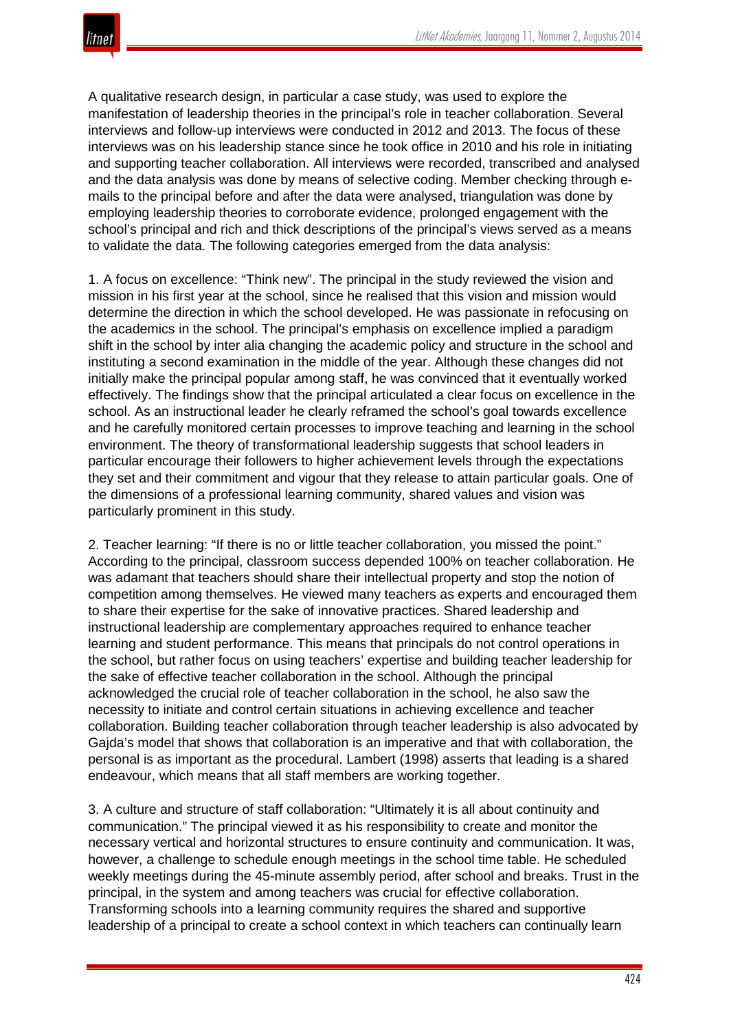A qualitative research design, in particular a case study, was used to explore the manifestation of leadership theories in the principal's role in teacher collaboration. Several interviews and follow-up interviews were conducted in 2012 and 2013. The focus of these interviews was on his leadership stance since he took office in 2010 and his role in initiating and supporting teacher collaboration. All interviews were recorded, transcribed and analysed and the data analysis was done by means of selective coding. Member checking through e-mails to the principal before and after the data were analysed, triangulation was done by employing leadership theories to corroborate evidence, prolonged engagement with the school's principal and rich and thick descriptions of the principal's views served as a means to validate the data. The following categories emerged from the data analysis:

1. A focus on excellence: "Think new". The principal in the study reviewed the vision and mission in his first year at the school, since he realised that this vision and mission would determine the direction in which the school developed. He was passionate in refocusing on the academics in the school. The principal's emphasis on excellence implied a paradigm shift in the school by inter alia changing the academic policy and structure in the school and instituting a second examination in the middle of the year. Although these changes did not initially make the principal popular among staff, he was convinced that it eventually worked effectively. The findings show that the principal articulated a clear focus on excellence in the school. As an instructional leader he clearly reframed the school's goal towards excellence and he carefully monitored certain processes to improve teaching and learning in the school environment. The theory of transformational leadership suggests that school leaders in particular encourage their followers to higher achievement levels through the expectations they set and their commitment and vigour that they release to attain particular goals. One of the dimensions of a professional learning community, shared values and vision was particularly prominent in this study.

2. Teacher learning: "If there is no or little teacher collaboration, you missed the point." According to the principal, classroom success depended 100% on teacher collaboration. He was adamant that teachers should share their intellectual property and stop the notion of competition among themselves. He viewed many teachers as experts and encouraged them to share their expertise for the sake of innovative practices. Shared leadership and instructional leadership are complementary approaches required to enhance teacher learning and student performance. This means that principals do not control operations in the school, but rather focus on using teachers' expertise and building teacher leadership for the sake of effective teacher collaboration in the school. Although the principal acknowledged the crucial role of teacher collaboration in the school, he also saw the necessity to initiate and control certain situations in achieving excellence and teacher collaboration. Building teacher collaboration through teacher leadership is also advocated by Gajda's model that shows that collaboration is an imperative and that with collaboration, the personal is as important as the procedural. Lambert (1998) asserts that leading is a shared endeavour, which means that all staff members are working together.

3. A culture and structure of staff collaboration: "Ultimately it is all about continuity and communication." The principal viewed it as his responsibility to create and monitor the necessary vertical and horizontal structures to ensure continuity and communication. It was, however, a challenge to schedule enough meetings in the school time table. He scheduled weekly meetings during the 45-minute assembly period, after school and breaks. Trust in the principal, in the system and among teachers was crucial for effective collaboration. Transforming schools into a learning community requires the shared and supportive leadership of a principal to create a school context in which teachers can continually learn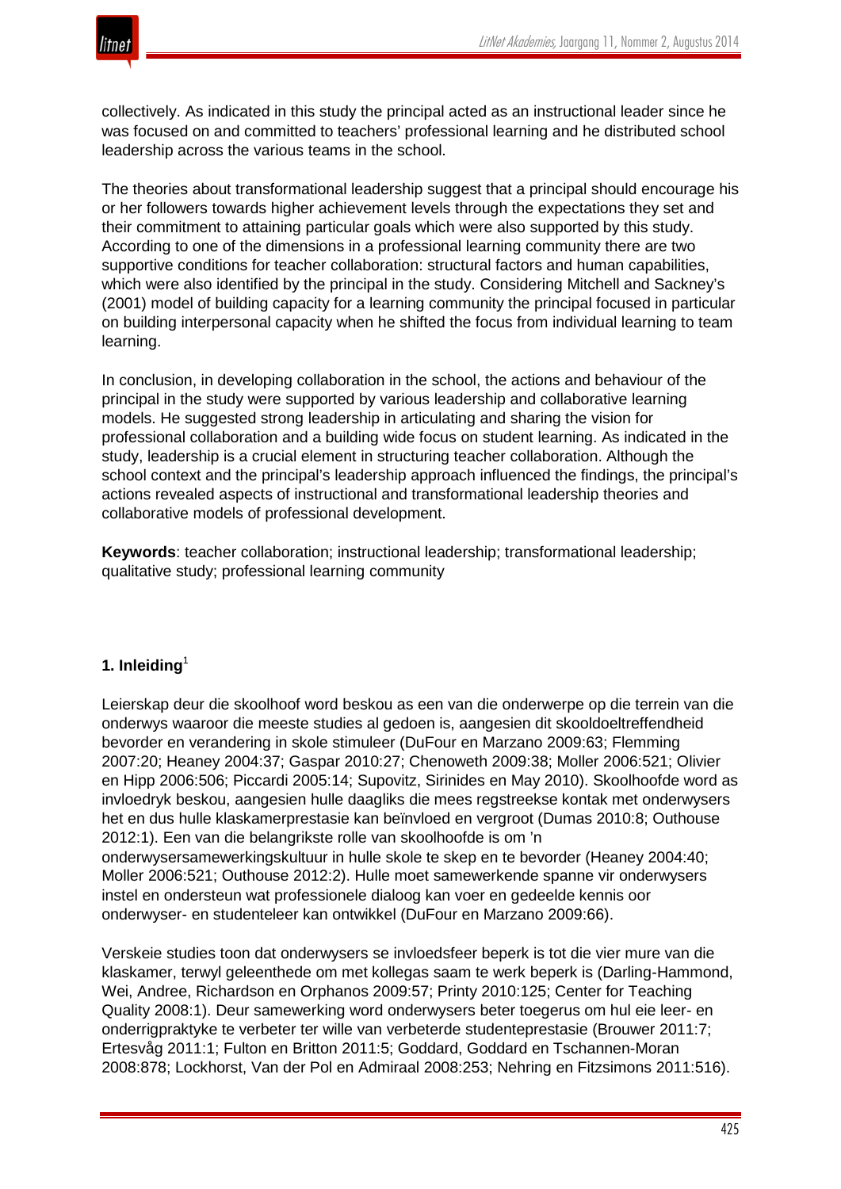collectively. As indicated in this study the principal acted as an instructional leader since he was focused on and committed to teachers' professional learning and he distributed school leadership across the various teams in the school.

The theories about transformational leadership suggest that a principal should encourage his or her followers towards higher achievement levels through the expectations they set and their commitment to attaining particular goals which were also supported by this study. According to one of the dimensions in a professional learning community there are two supportive conditions for teacher collaboration: structural factors and human capabilities, which were also identified by the principal in the study. Considering Mitchell and Sackney's (2001) model of building capacity for a learning community the principal focused in particular on building interpersonal capacity when he shifted the focus from individual learning to team learning.

In conclusion, in developing collaboration in the school, the actions and behaviour of the principal in the study were supported by various leadership and collaborative learning models. He suggested strong leadership in articulating and sharing the vision for professional collaboration and a building wide focus on student learning. As indicated in the study, leadership is a crucial element in structuring teacher collaboration. Although the school context and the principal's leadership approach influenced the findings, the principal's actions revealed aspects of instructional and transformational leadership theories and collaborative models of professional development.

**Keywords**: teacher collaboration; instructional leadership; transformational leadership; qualitative study; professional learning community

## 1. Inleiding[1]

Leierskap deur die skoolhoof word beskou as een van die onderwerpe op die terrein van die onderwys waaroor die meeste studies al gedoen is, aangesien dit skooldoeltreffendheid bevorder en verandering in skole stimuleer (DuFour en Marzano 2009:63; Flemming 2007:20; Heaney 2004:37; Gaspar 2010:27; Chenoweth 2009:38; Moller 2006:521; Olivier en Hipp 2006:506; Piccardi 2005:14; Supovitz, Sirinides en May 2010). Skoolhoofde word as invloedryk beskou, aangesien hulle daagliks die mees regstreekse kontak met onderwysers het en dus hulle klaskamerprestasie kan beïnvloed en vergroot (Dumas 2010:8; Outhouse 2012:1). Een van die belangrikste rolle van skoolhoofde is om 'n onderwysersamewerkingskultuur in hulle skole te skep en te bevorder (Heaney 2004:40; Moller 2006:521; Outhouse 2012:2). Hulle moet samewerkende spanne vir onderwysers instel en ondersteun wat professionele dialoog kan voer en gedeelde kennis oor onderwyser- en studenteleer kan ontwikkel (DuFour en Marzano 2009:66).

Verskeie studies toon dat onderwysers se invloedsfeer beperk is tot die vier mure van die klaskamer, terwyl geleenthede om met kollegas saam te werk beperk is (Darling-Hammond, Wei, Andree, Richardson en Orphanos 2009:57; Printy 2010:125; Center for Teaching Quality 2008:1). Deur samewerking word onderwysers beter toegerus om hul eie leer- en onderrigpraktyke te verbeter ter wille van verbeterde studenteprestasie (Brouwer 2011:7; Ertesvåg 2011:1; Fulton en Britton 2011:5; Goddard, Goddard en Tschannen-Moran 2008:878; Lockhorst, Van der Pol en Admiraal 2008:253; Nehring en Fitzsimons 2011:516).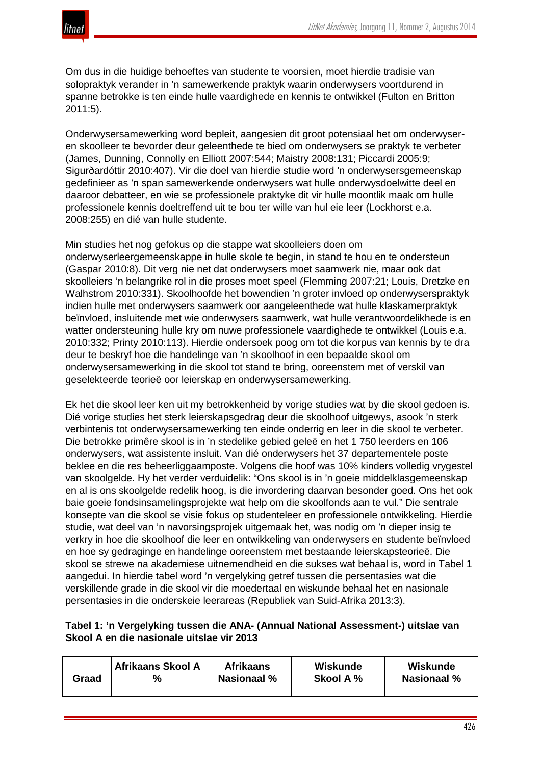Om dus in die huidige behoeftes van studente te voorsien, moet hierdie tradisie van solopraktyk verander in ’n samewerkende praktyk waarin onderwysers voortdurend in spanne betrokke is ten einde hulle vaardighede en kennis te ontwikkel (Fulton en Britton 2011:5).

Onderwysersamewerking word bepleit, aangesien dit groot potensiaal het om onderwyser- en skoolleer te bevorder deur geleenthede te bied om onderwysers se praktyk te verbeter (James, Dunning, Connolly en Elliott 2007:544; Maistry 2008:131; Piccardi 2005:9; Sigurðardóttir 2010:407). Vir die doel van hierdie studie word ’n onderwysersgemeenskap gedefinieer as ’n span samewerkende onderwysers wat hulle onderwysdoelwitte deel en daaroor debatteer, en wie se professionele praktyke dit vir hulle moontlik maak om hulle professionele kennis doeltreffend uit te bou ter wille van hul eie leer (Lockhorst e.a. 2008:255) en dié van hulle studente.

Min studies het nog gefokus op die stappe wat skoolleiers doen om onderwyserleergemeenskappe in hulle skole te begin, in stand te hou en te ondersteun (Gaspar 2010:8). Dit verg nie net dat onderwysers moet saamwerk nie, maar ook dat skoolleiers ’n belangrike rol in die proses moet speel (Flemming 2007:21; Louis, Dretzke en Walhstrom 2010:331). Skoolhoofde het bowendien ’n groter invloed op onderwyserspraktyk indien hulle met onderwysers saamwerk oor aangeleenthede wat hulle klaskamerpraktyk beïnvloed, insluitende met wie onderwysers saamwerk, wat hulle verantwoordelikhede is en watter ondersteuning hulle kry om nuwe professionele vaardighede te ontwikkel (Louis e.a. 2010:332; Printy 2010:113). Hierdie ondersoek poog om tot die korpus van kennis by te dra deur te beskryf hoe die handelinge van ’n skoolhoof in een bepaalde skool om onderwysersamewerking in die skool tot stand te bring, ooreenstem met of verskil van geselekteerde teorieë oor leierskap en onderwysersamewerking.

Ek het die skool leer ken uit my betrokkenheid by vorige studies wat by die skool gedoen is. Dié vorige studies het sterk leierskapsgedrag deur die skoolhoof uitgewys, asook ’n sterk verbintenis tot onderwysersamewerking ten einde onderrig en leer in die skool te verbeter. Die betrokke primêre skool is in ’n stedelike gebied geleë en het 1 750 leerders en 106 onderwysers, wat assistente insluit. Van dié onderwysers het 37 departementele poste beklee en die res beheerliggaamposte. Volgens die hoof was 10% kinders volledig vrygestel van skoolgelde. Hy het verder verduidelik: “Ons skool is in ’n goeie middelklasgemeenskap en al is ons skoolgelde redelik hoog, is die invordering daarvan besonder goed. Ons het ook baie goeie fondsinsamelingsprojekte wat help om die skoolfonds aan te vul.” Die sentrale konsepte van die skool se visie fokus op studenteleer en professionele ontwikkeling. Hierdie studie, wat deel van ’n navorsingsprojek uitgemaak het, was nodig om ’n dieper insig te verkry in hoe die skoolhoof die leer en ontwikkeling van onderwysers en studente beïnvloed en hoe sy gedraginge en handelinge ooreenstem met bestaande leierskapsteorieë. Die skool se strewe na akademiese uitnemendheid en die sukses wat behaal is, word in Tabel 1 aangedui. In hierdie tabel word ’n vergelyking getref tussen die persentasies wat die verskillende grade in die skool vir die moedertaal en wiskunde behaal het en nasionale persentasies in die onderskeie leerareas (Republiek van Suid-Afrika 2013:3).

**Tabel 1: ’n Vergelyking tussen die ANA- (Annual National Assessment-) uitslae van Skool A en die nasionale uitslae vir 2013**

| Graad | Afrikaans Skool A % | Afrikaans Nasionaal % | Wiskunde Skool A % | Wiskunde Nasionaal % |
|---|---|---|---|---|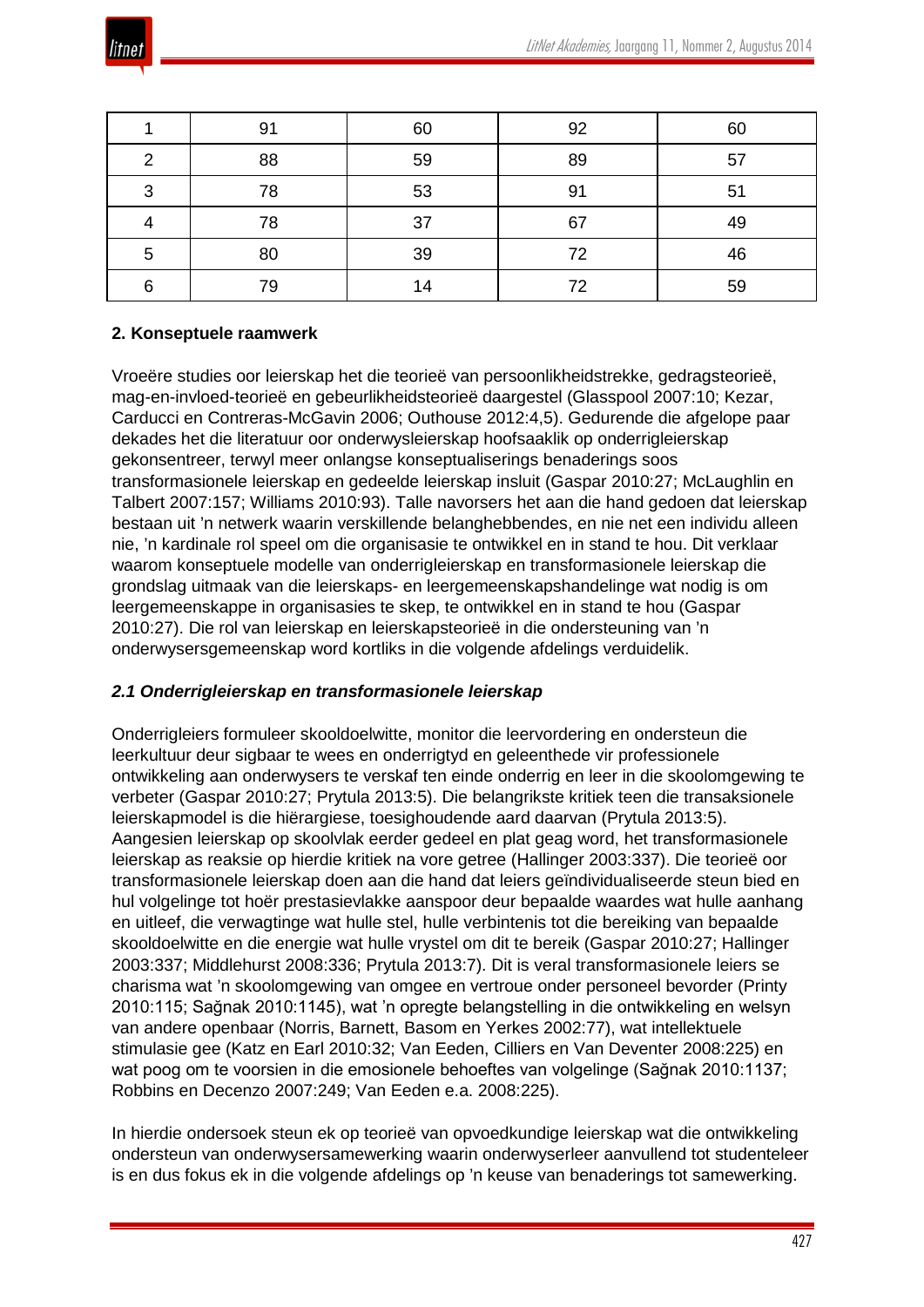| 1 | 91 | 60 | 92 | 60 |
|---|---|---|---|---|
| 2 | 88 | 59 | 89 | 57 |
| 3 | 78 | 53 | 91 | 51 |
| 4 | 78 | 37 | 67 | 49 |
| 5 | 80 | 39 | 72 | 46 |
| 6 | 79 | 14 | 72 | 59 |

## 2. Konseptuele raamwerk

Vroeëre studies oor leierskap het die teorieë van persoonlikheidstrekke, gedragsteorieë, mag-en-invloed-teorieë en gebeurlikheidsteorieë daargestel (Glasspool 2007:10; Kezar, Carducci en Contreras-McGavin 2006; Outhouse 2012:4,5). Gedurende die afgelope paar dekades het die literatuur oor onderwysleierskap hoofsaaklik op onderrigleierskap gekonsentreer, terwyl meer onlangse konseptualiserings benaderings soos transformasionele leierskap en gedeelde leierskap insluit (Gaspar 2010:27; McLaughlin en Talbert 2007:157; Williams 2010:93). Talle navorsers het aan die hand gedoen dat leierskap bestaan uit ’n netwerk waarin verskillende belanghebbendes, en nie net een individu alleen nie, ’n kardinale rol speel om die organisasie te ontwikkel en in stand te hou. Dit verklaar waarom konseptuele modelle van onderrigleierskap en transformasionele leierskap die grondslag uitmaak van die leierskaps- en leergemeenskapshandelinge wat nodig is om leergemeenskappe in organisasies te skep, te ontwikkel en in stand te hou (Gaspar 2010:27). Die rol van leierskap en leierskapsteorieë in die ondersteuning van ’n onderwysersgemeenskap word kortliks in die volgende afdelings verduidelik.

### *2.1 Onderrigleierskap en transformasionele leierskap*

Onderrigleiers formuleer skooldoelwitte, monitor die leervordering en ondersteun die leerkultuur deur sigbaar te wees en onderrigtyd en geleenthede vir professionele ontwikkeling aan onderwysers te verskaf ten einde onderrig en leer in die skoolomgewing te verbeter (Gaspar 2010:27; Prytula 2013:5). Die belangrikste kritiek teen die transaksionele leierskapmodel is die hiërargiese, toesighoudende aard daarvan (Prytula 2013:5). Aangesien leierskap op skoolvlak eerder gedeel en plat geag word, het transformasionele leierskap as reaksie op hierdie kritiek na vore getree (Hallinger 2003:337). Die teorieë oor transformasionele leierskap doen aan die hand dat leiers geïndividualiseerde steun bied en hul volgelinge tot hoër prestasievlakke aanspoor deur bepaalde waardes wat hulle aanhang en uitleef, die verwagtinge wat hulle stel, hulle verbintenis tot die bereiking van bepaalde skooldoelwitte en die energie wat hulle vrystel om dit te bereik (Gaspar 2010:27; Hallinger 2003:337; Middlehurst 2008:336; Prytula 2013:7). Dit is veral transformasionele leiers se charisma wat ’n skoolomgewing van omgee en vertroue onder personeel bevorder (Printy 2010:115; Sağnak 2010:1145), wat ’n opregte belangstelling in die ontwikkeling en welsyn van andere openbaar (Norris, Barnett, Basom en Yerkes 2002:77), wat intellektuele stimulasie gee (Katz en Earl 2010:32; Van Eeden, Cilliers en Van Deventer 2008:225) en wat poog om te voorsien in die emosionele behoeftes van volgelinge (Sağnak 2010:1137; Robbins en Decenzo 2007:249; Van Eeden e.a. 2008:225).

In hierdie ondersoek steun ek op teorieë van opvoedkundige leierskap wat die ontwikkeling ondersteun van onderwysersamewerking waarin onderwyserleer aanvullend tot studenteleer is en dus fokus ek in die volgende afdelings op ’n keuse van benaderings tot samewerking.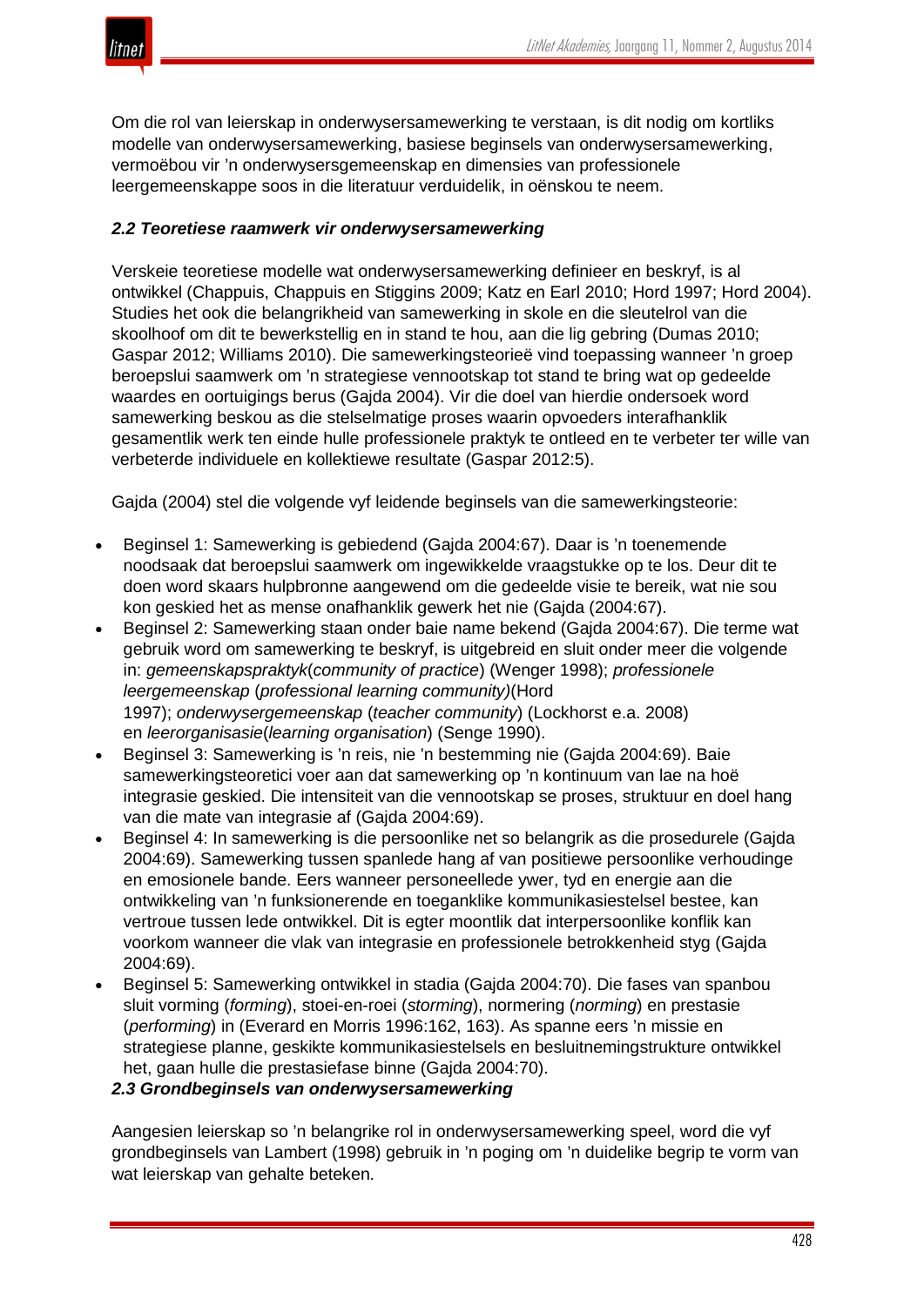Om die rol van leierskap in onderwysersamewerking te verstaan, is dit nodig om kortliks modelle van onderwysersamewerking, basiese beginsels van onderwysersamewerking, vermoëbou vir 'n onderwysersgemeenskap en dimensies van professionele leergemeenskappe soos in die literatuur verduidelik, in oënskou te neem.

### *2.2 Teoretiese raamwerk vir onderwysersamewerking*

Verskeie teoretiese modelle wat onderwysersamewerking definieer en beskryf, is al ontwikkel (Chappuis, Chappuis en Stiggins 2009; Katz en Earl 2010; Hord 1997; Hord 2004). Studies het ook die belangrikheid van samewerking in skole en die sleutelrol van die skoolhoof om dit te bewerkstellig en in stand te hou, aan die lig gebring (Dumas 2010; Gaspar 2012; Williams 2010). Die samewerkingsteorieë vind toepassing wanneer 'n groep beroepslui saamwerk om 'n strategiese vennootskap tot stand te bring wat op gedeelde waardes en oortuigings berus (Gajda 2004). Vir die doel van hierdie ondersoek word samewerking beskou as die stelselmatige proses waarin opvoeders interafhanklik gesamentlik werk ten einde hulle professionele praktyk te ontleed en te verbeter ter wille van verbeterde individuele en kollektiewe resultate (Gaspar 2012:5).

Gajda (2004) stel die volgende vyf leidende beginsels van die samewerkingsteorie:

- Beginsel 1: Samewerking is gebiedend (Gajda 2004:67). Daar is 'n toenemende noodsaak dat beroepslui saamwerk om ingewikkelde vraagstukke op te los. Deur dit te doen word skaars hulpbronne aangewend om die gedeelde visie te bereik, wat nie sou kon geskied het as mense onafhanklik gewerk het nie (Gajda (2004:67).
- Beginsel 2: Samewerking staan onder baie name bekend (Gajda 2004:67). Die terme wat gebruik word om samewerking te beskryf, is uitgebreid en sluit onder meer die volgende in: *gemeenskapspraktyk*(*community of practice*) (Wenger 1998); *professionele leergemeenskap* (*professional learning community)*(Hord 1997); *onderwysergemeenskap* (*teacher community*) (Lockhorst e.a. 2008) en *leerorganisasie*(*learning organisation*) (Senge 1990).
- Beginsel 3: Samewerking is 'n reis, nie 'n bestemming nie (Gajda 2004:69). Baie samewerkingsteoretici voer aan dat samewerking op 'n kontinuum van lae na hoë integrasie geskied. Die intensiteit van die vennootskap se proses, struktuur en doel hang van die mate van integrasie af (Gajda 2004:69).
- Beginsel 4: In samewerking is die persoonlike net so belangrik as die prosedurele (Gajda 2004:69). Samewerking tussen spanlede hang af van positiewe persoonlike verhoudinge en emosionele bande. Eers wanneer personeellede ywer, tyd en energie aan die ontwikkeling van 'n funksionerende en toeganklike kommunikasiestelsel bestee, kan vertroue tussen lede ontwikkel. Dit is egter moontlik dat interpersoonlike konflik kan voorkom wanneer die vlak van integrasie en professionele betrokkenheid styg (Gajda 2004:69).
- Beginsel 5: Samewerking ontwikkel in stadia (Gajda 2004:70). Die fases van spanbou sluit vorming (*forming*), stoei-en-roei (*storming*), normering (*norming*) en prestasie (*performing*) in (Everard en Morris 1996:162, 163). As spanne eers 'n missie en strategiese planne, geskikte kommunikasiestelsels en besluitnemingstrukture ontwikkel het, gaan hulle die prestasiefase binne (Gajda 2004:70).

### *2.3 Grondbeginsels van onderwysersamewerking*

Aangesien leierskap so 'n belangrike rol in onderwysersamewerking speel, word die vyf grondbeginsels van Lambert (1998) gebruik in 'n poging om 'n duidelike begrip te vorm van wat leierskap van gehalte beteken.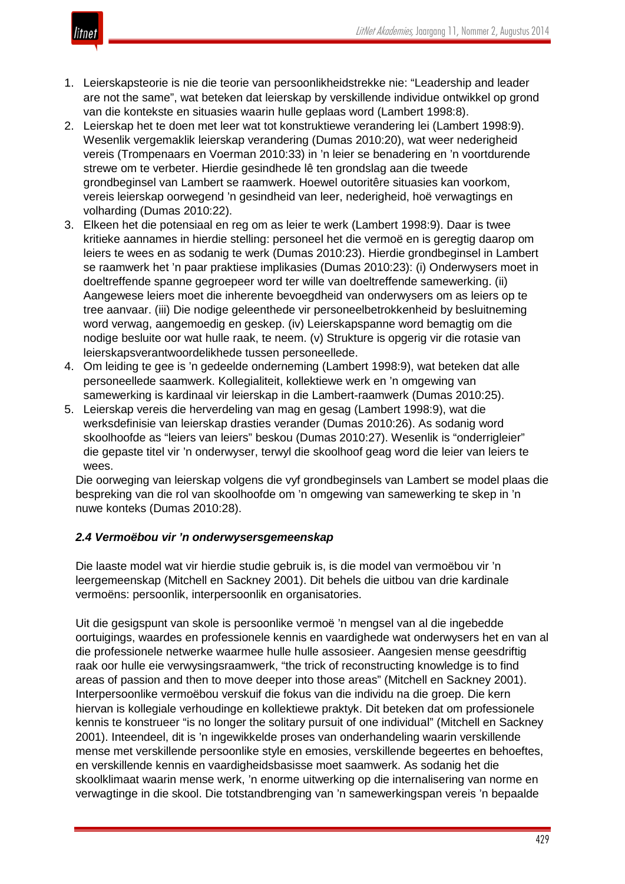1. Leierskapsteorie is nie die teorie van persoonlikheidstrekke nie: "Leadership and leader are not the same", wat beteken dat leierskap by verskillende individue ontwikkel op grond van die kontekste en situasies waarin hulle geplaas word (Lambert 1998:8).
2. Leierskap het te doen met leer wat tot konstruktiewe verandering lei (Lambert 1998:9). Wesenlik vergemaklik leierskap verandering (Dumas 2010:20), wat weer nederigheid vereis (Trompenaars en Voerman 2010:33) in 'n leier se benadering en 'n voortdurende strewe om te verbeter. Hierdie gesindhede lê ten grondslag aan die tweede grondbeginsel van Lambert se raamwerk. Hoewel outoritêre situasies kan voorkom, vereis leierskap oorwegend 'n gesindheid van leer, nederigheid, hoë verwagtings en volharding (Dumas 2010:22).
3. Elkeen het die potensiaal en reg om as leier te werk (Lambert 1998:9). Daar is twee kritieke aannames in hierdie stelling: personeel het die vermoë en is geregtig daarop om leiers te wees en as sodanig te werk (Dumas 2010:23). Hierdie grondbeginsel in Lambert se raamwerk het 'n paar praktiese implikasies (Dumas 2010:23): (i) Onderwysers moet in doeltreffende spanne gegroepeer word ter wille van doeltreffende samewerking. (ii) Aangewese leiers moet die inherente bevoegdheid van onderwysers om as leiers op te tree aanvaar. (iii) Die nodige geleenthede vir personeelbetrokkenheid by besluitneming word verwag, aangemoedig en geskep. (iv) Leierskapspanne word bemagtig om die nodige besluite oor wat hulle raak, te neem. (v) Strukture is opgerig vir die rotasie van leierskapsverantwoordelikhede tussen personeellede.
4. Om leiding te gee is 'n gedeelde onderneming (Lambert 1998:9), wat beteken dat alle personeellede saamwerk. Kollegialiteit, kollektiewe werk en 'n omgewing van samewerking is kardinaal vir leierskap in die Lambert-raamwerk (Dumas 2010:25).
5. Leierskap vereis die herverdeling van mag en gesag (Lambert 1998:9), wat die werksdefinisie van leierskap drasties verander (Dumas 2010:26). As sodanig word skoolhoofde as "leiers van leiers" beskou (Dumas 2010:27). Wesenlik is "onderrigleier" die gepaste titel vir 'n onderwyser, terwyl die skoolhoof geag word die leier van leiers te wees.

Die oorweging van leierskap volgens die vyf grondbeginsels van Lambert se model plaas die bespreking van die rol van skoolhoofde om 'n omgewing van samewerking te skep in 'n nuwe konteks (Dumas 2010:28).

### *2.4 Vermoëbou vir 'n onderwysersgemeenskap*

Die laaste model wat vir hierdie studie gebruik is, is die model van vermoëbou vir 'n leergemeenskap (Mitchell en Sackney 2001). Dit behels die uitbou van drie kardinale vermoëns: persoonlik, interpersoonlik en organisatories.

Uit die gesigspunt van skole is persoonlike vermoë 'n mengsel van al die ingebedde oortuigings, waardes en professionele kennis en vaardighede wat onderwysers het en van al die professionele netwerke waarmee hulle hulle assosieer. Aangesien mense geesdriftig raak oor hulle eie verwysingsraamwerk, "the trick of reconstructing knowledge is to find areas of passion and then to move deeper into those areas" (Mitchell en Sackney 2001). Interpersoonlike vermoëbou verskuif die fokus van die individu na die groep. Die kern hiervan is kollegiale verhoudinge en kollektiewe praktyk. Dit beteken dat om professionele kennis te konstrueer "is no longer the solitary pursuit of one individual" (Mitchell en Sackney 2001). Inteendeel, dit is 'n ingewikkelde proses van onderhandeling waarin verskillende mense met verskillende persoonlike style en emosies, verskillende begeertes en behoeftes, en verskillende kennis en vaardigheidsbasisse moet saamwerk. As sodanig het die skoolklimaat waarin mense werk, 'n enorme uitwerking op die internalisering van norme en verwagtinge in die skool. Die totstandbrenging van 'n samewerkingspan vereis 'n bepaalde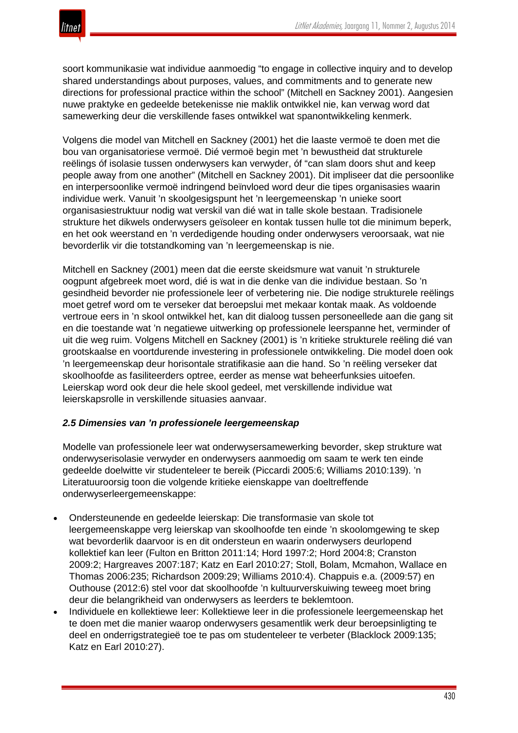soort kommunikasie wat individue aanmoedig "to engage in collective inquiry and to develop shared understandings about purposes, values, and commitments and to generate new directions for professional practice within the school" (Mitchell en Sackney 2001). Aangesien nuwe praktyke en gedeelde betekenisse nie maklik ontwikkel nie, kan verwag word dat samewerking deur die verskillende fases ontwikkel wat spanontwikkeling kenmerk.

Volgens die model van Mitchell en Sackney (2001) het die laaste vermoë te doen met die bou van organisatoriese vermoë. Dié vermoë begin met 'n bewustheid dat strukturele reëlings óf isolasie tussen onderwysers kan verwyder, óf "can slam doors shut and keep people away from one another" (Mitchell en Sackney 2001). Dit impliseer dat die persoonlike en interpersoonlike vermoë indringend beïnvloed word deur die tipes organisasies waarin individue werk. Vanuit 'n skoolgesigspunt het 'n leergemeenskap 'n unieke soort organisasiestruktuur nodig wat verskil van dié wat in talle skole bestaan. Tradisionele strukture het dikwels onderwysers geïsoleer en kontak tussen hulle tot die minimum beperk, en het ook weerstand en 'n verdedigende houding onder onderwysers veroorsaak, wat nie bevorderlik vir die totstandkoming van 'n leergemeenskap is nie.

Mitchell en Sackney (2001) meen dat die eerste skeidsmure wat vanuit 'n strukturele oogpunt afgebreek moet word, dié is wat in die denke van die individue bestaan. So 'n gesindheid bevorder nie professionele leer of verbetering nie. Die nodige strukturele reëlings moet getref word om te verseker dat beroepslui met mekaar kontak maak. As voldoende vertroue eers in 'n skool ontwikkel het, kan dit dialoog tussen personeellede aan die gang sit en die toestande wat 'n negatiewe uitwerking op professionele leerspanne het, verminder of uit die weg ruim. Volgens Mitchell en Sackney (2001) is 'n kritieke strukturele reëling dié van grootskaalse en voortdurende investering in professionele ontwikkeling. Die model doen ook 'n leergemeenskap deur horisontale stratifikasie aan die hand. So 'n reëling verseker dat skoolhoofde as fasiliteerders optree, eerder as mense wat beheerfunksies uitoefen. Leierskap word ook deur die hele skool gedeel, met verskillende individue wat leierskapsrolle in verskillende situasies aanvaar.

### *2.5 Dimensies van 'n professionele leergemeenskap*

Modelle van professionele leer wat onderwysersamewerking bevorder, skep strukture wat onderwyserisolasie verwyder en onderwysers aanmoedig om saam te werk ten einde gedeelde doelwitte vir studenteleer te bereik (Piccardi 2005:6; Williams 2010:139). 'n Literatuuroorsig toon die volgende kritieke eienskappe van doeltreffende onderwyserleergemeenskappe:

- Ondersteunende en gedeelde leierskap: Die transformasie van skole tot leergemeenskappe verg leierskap van skoolhoofde ten einde 'n skoolomgewing te skep wat bevorderlik daarvoor is en dit ondersteun en waarin onderwysers deurlopend kollektief kan leer (Fulton en Britton 2011:14; Hord 1997:2; Hord 2004:8; Cranston 2009:2; Hargreaves 2007:187; Katz en Earl 2010:27; Stoll, Bolam, Mcmahon, Wallace en Thomas 2006:235; Richardson 2009:29; Williams 2010:4). Chappuis e.a. (2009:57) en Outhouse (2012:6) stel voor dat skoolhoofde 'n kultuurverskuiwing teweeg moet bring deur die belangrikheid van onderwysers as leerders te beklemtoon.
- Individuele en kollektiewe leer: Kollektiewe leer in die professionele leergemeenskap het te doen met die manier waarop onderwysers gesamentlik werk deur beroepsinligting te deel en onderrigstrategieë toe te pas om studenteleer te verbeter (Blacklock 2009:135; Katz en Earl 2010:27).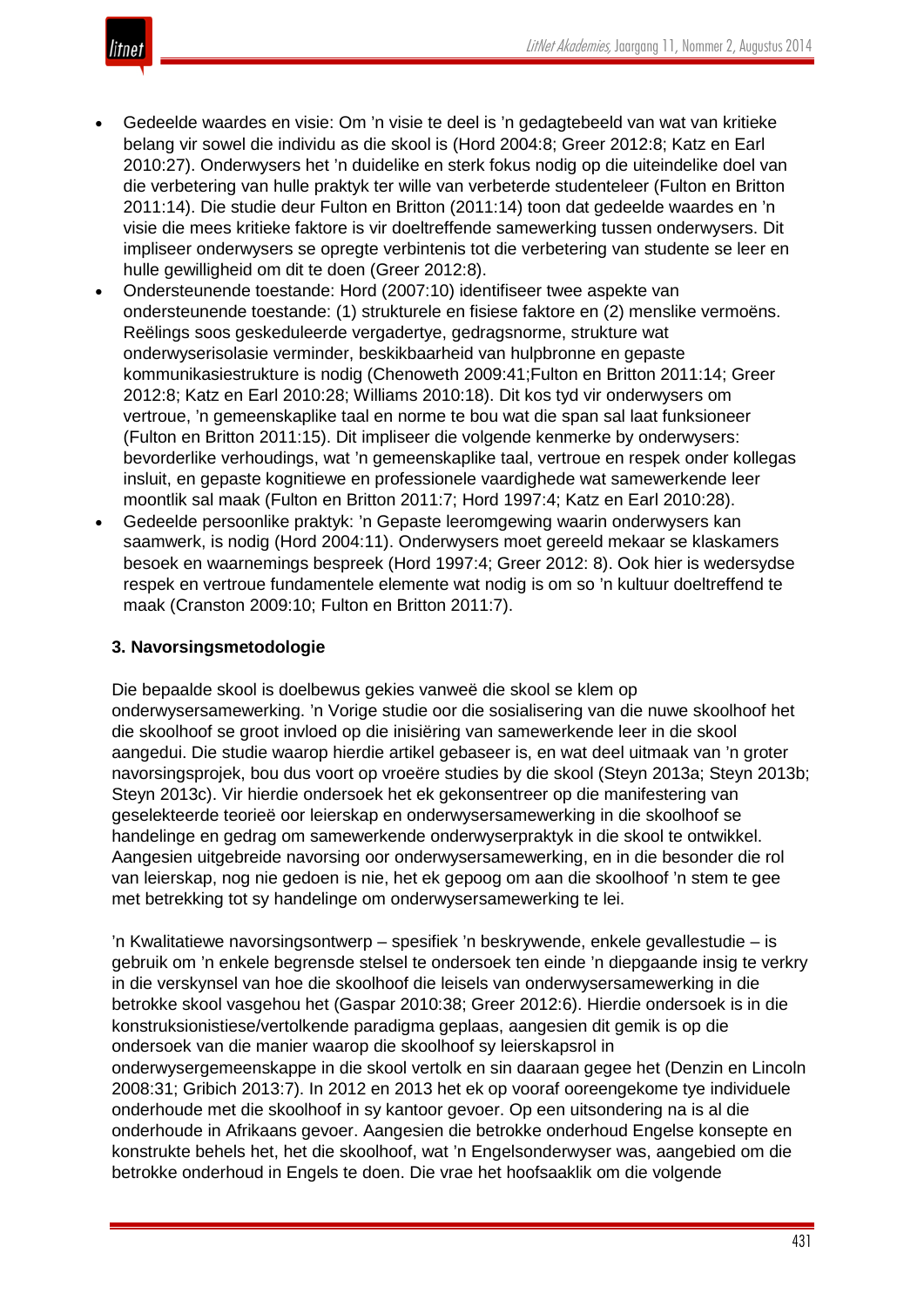- Gedeelde waardes en visie: Om 'n visie te deel is 'n gedagtebeeld van wat van kritieke belang vir sowel die individu as die skool is (Hord 2004:8; Greer 2012:8; Katz en Earl 2010:27). Onderwysers het 'n duidelike en sterk fokus nodig op die uiteindelike doel van die verbetering van hulle praktyk ter wille van verbeterde studenteleer (Fulton en Britton 2011:14). Die studie deur Fulton en Britton (2011:14) toon dat gedeelde waardes en 'n visie die mees kritieke faktore is vir doeltreffende samewerking tussen onderwysers. Dit impliseer onderwysers se opregte verbintenis tot die verbetering van studente se leer en hulle gewilligheid om dit te doen (Greer 2012:8).
- Ondersteunende toestande: Hord (2007:10) identifiseer twee aspekte van ondersteunende toestande: (1) strukturele en fisiese faktore en (2) menslike vermoëns. Reëlings soos geskeduleerde vergadertye, gedragsnorme, strukture wat onderwyserisolasie verminder, beskikbaarheid van hulpbronne en gepaste kommunikasiestrukture is nodig (Chenoweth 2009:41;Fulton en Britton 2011:14; Greer 2012:8; Katz en Earl 2010:28; Williams 2010:18). Dit kos tyd vir onderwysers om vertroue, 'n gemeenskaplike taal en norme te bou wat die span sal laat funksioneer (Fulton en Britton 2011:15). Dit impliseer die volgende kenmerke by onderwysers: bevorderlike verhoudings, wat 'n gemeenskaplike taal, vertroue en respek onder kollegas insluit, en gepaste kognitiewe en professionele vaardighede wat samewerkende leer moontlik sal maak (Fulton en Britton 2011:7; Hord 1997:4; Katz en Earl 2010:28).
- Gedeelde persoonlike praktyk: 'n Gepaste leeromgewing waarin onderwysers kan saamwerk, is nodig (Hord 2004:11). Onderwysers moet gereeld mekaar se klaskamers besoek en waarnemings bespreek (Hord 1997:4; Greer 2012: 8). Ook hier is wedersydse respek en vertroue fundamentele elemente wat nodig is om so 'n kultuur doeltreffend te maak (Cranston 2009:10; Fulton en Britton 2011:7).

### 3. Navorsingsmetodologie

Die bepaalde skool is doelbewus gekies vanweë die skool se klem op onderwysersamewerking. 'n Vorige studie oor die sosialisering van die nuwe skoolhoof het die skoolhoof se groot invloed op die inisiëring van samewerkende leer in die skool aangedui. Die studie waarop hierdie artikel gebaseer is, en wat deel uitmaak van 'n groter navorsingsprojek, bou dus voort op vroeëre studies by die skool (Steyn 2013a; Steyn 2013b; Steyn 2013c). Vir hierdie ondersoek het ek gekonsentreer op die manifestering van geselekteerde teorieë oor leierskap en onderwysersamewerking in die skoolhoof se handelinge en gedrag om samewerkende onderwyserpraktyk in die skool te ontwikkel. Aangesien uitgebreide navorsing oor onderwysersamewerking, en in die besonder die rol van leierskap, nog nie gedoen is nie, het ek gepoog om aan die skoolhoof 'n stem te gee met betrekking tot sy handelinge om onderwysersamewerking te lei.

'n Kwalitatiewe navorsingsontwerp – spesifiek 'n beskrywende, enkele gevallestudie – is gebruik om 'n enkele begrensde stelsel te ondersoek ten einde 'n diepgaande insig te verkry in die verskynsel van hoe die skoolhoof die leisels van onderwysersamewerking in die betrokke skool vasgehou het (Gaspar 2010:38; Greer 2012:6). Hierdie ondersoek is in die konstruksionistiese/vertolkende paradigma geplaas, aangesien dit gemik is op die ondersoek van die manier waarop die skoolhoof sy leierskapsrol in onderwysergemeenskappe in die skool vertolk en sin daaraan gegee het (Denzin en Lincoln 2008:31; Gribich 2013:7). In 2012 en 2013 het ek op vooraf ooreengekome tye individuele onderhoude met die skoolhoof in sy kantoor gevoer. Op een uitsondering na is al die onderhoude in Afrikaans gevoer. Aangesien die betrokke onderhoud Engelse konsepte en konstrukte behels het, het die skoolhoof, wat 'n Engelsonderwyser was, aangebied om die betrokke onderhoud in Engels te doen. Die vrae het hoofsaaklik om die volgende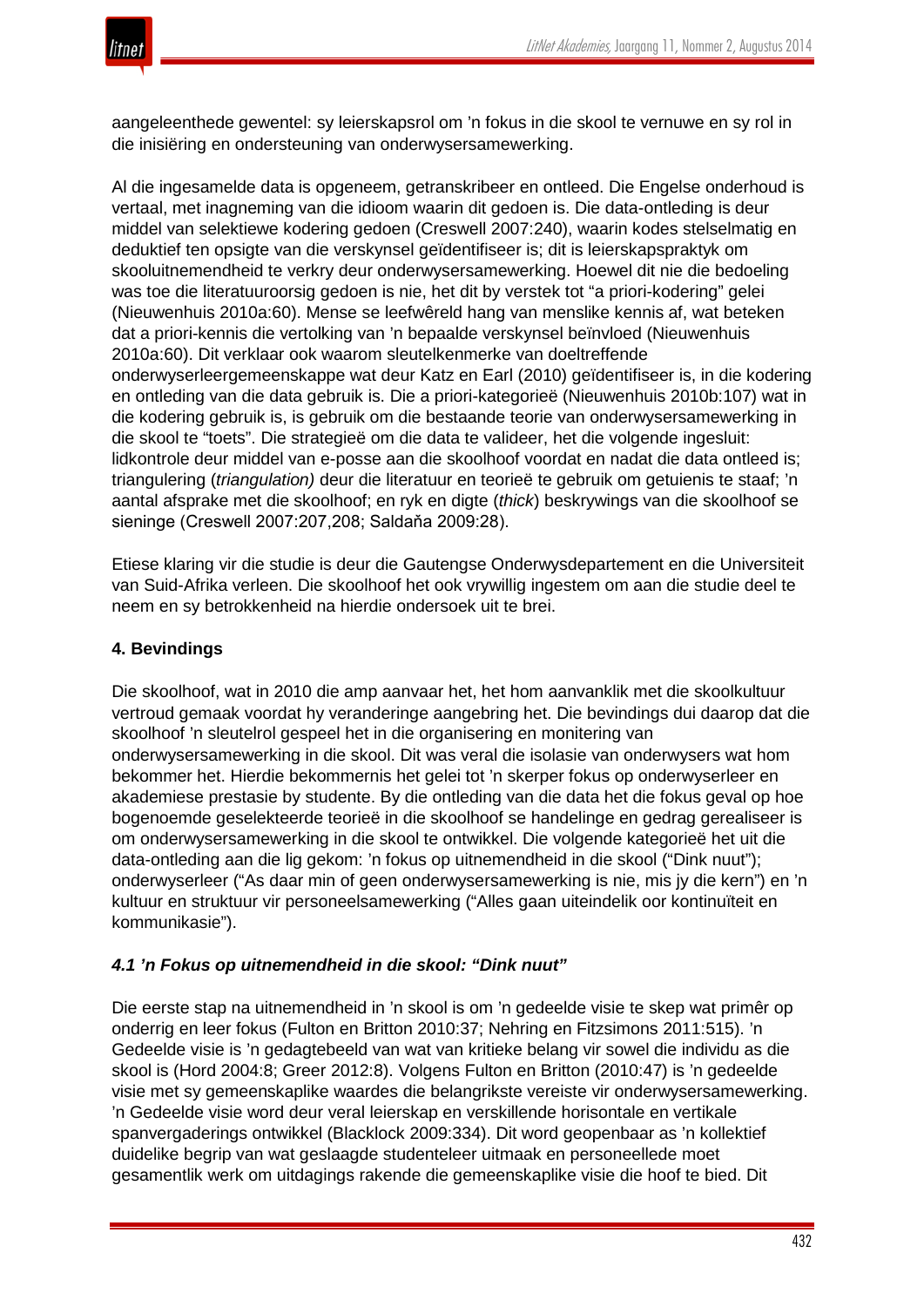aangeleenthede gewentel: sy leierskapsrol om 'n fokus in die skool te vernuwe en sy rol in die inisiëring en ondersteuning van onderwysersamewerking.

Al die ingesamelde data is opgeneem, getranskribeer en ontleed. Die Engelse onderhoud is vertaal, met inagneming van die idioom waarin dit gedoen is. Die data-ontleding is deur middel van selektiewe kodering gedoen (Creswell 2007:240), waarin kodes stelselmatig en deduktief ten opsigte van die verskynsel geïdentifiseer is; dit is leierskapspraktyk om skooluitnemendheid te verkry deur onderwysersamewerking. Hoewel dit nie die bedoeling was toe die literatuuroorsig gedoen is nie, het dit by verstek tot "a priori-kodering" gelei (Nieuwenhuis 2010a:60). Mense se leefwêreld hang van menslike kennis af, wat beteken dat a priori-kennis die vertolking van 'n bepaalde verskynsel beïnvloed (Nieuwenhuis 2010a:60). Dit verklaar ook waarom sleutelkenmerke van doeltreffende onderwyserleergemeenskappe wat deur Katz en Earl (2010) geïdentifiseer is, in die kodering en ontleding van die data gebruik is. Die a priori-kategorieë (Nieuwenhuis 2010b:107) wat in die kodering gebruik is, is gebruik om die bestaande teorie van onderwysersamewerking in die skool te "toets". Die strategieë om die data te valideer, het die volgende ingesluit: lidkontrole deur middel van e-posse aan die skoolhoof voordat en nadat die data ontleed is; triangulering (*triangulation)* deur die literatuur en teorieë te gebruik om getuienis te staaf; 'n aantal afsprake met die skoolhoof; en ryk en digte (*thick*) beskrywings van die skoolhoof se sieninge (Creswell 2007:207,208; Saldaňa 2009:28).

Etiese klaring vir die studie is deur die Gautengse Onderwysdepartement en die Universiteit van Suid-Afrika verleen. Die skoolhoof het ook vrywillig ingestem om aan die studie deel te neem en sy betrokkenheid na hierdie ondersoek uit te brei.

## 4. Bevindings

Die skoolhoof, wat in 2010 die amp aanvaar het, het hom aanvanklik met die skoolkultuur vertroud gemaak voordat hy veranderinge aangebring het. Die bevindings dui daarop dat die skoolhoof 'n sleutelrol gespeel het in die organisering en monitering van onderwysersamewerking in die skool. Dit was veral die isolasie van onderwysers wat hom bekommer het. Hierdie bekommernis het gelei tot 'n skerper fokus op onderwyserleer en akademiese prestasie by studente. By die ontleding van die data het die fokus geval op hoe bogenoemde geselekteerde teorieë in die skoolhoof se handelinge en gedrag gerealiseer is om onderwysersamewerking in die skool te ontwikkel. Die volgende kategorieë het uit die data-ontleding aan die lig gekom: 'n fokus op uitnemendheid in die skool ("Dink nuut"); onderwyserleer ("As daar min of geen onderwysersamewerking is nie, mis jy die kern") en 'n kultuur en struktuur vir personeelsamewerking ("Alles gaan uiteindelik oor kontinuïteit en kommunikasie").

### *4.1 'n Fokus op uitnemendheid in die skool: "Dink nuut"*

Die eerste stap na uitnemendheid in 'n skool is om 'n gedeelde visie te skep wat primêr op onderrig en leer fokus (Fulton en Britton 2010:37; Nehring en Fitzsimons 2011:515). 'n Gedeelde visie is 'n gedagtebeeld van wat van kritieke belang vir sowel die individu as die skool is (Hord 2004:8; Greer 2012:8). Volgens Fulton en Britton (2010:47) is 'n gedeelde visie met sy gemeenskaplike waardes die belangrikste vereiste vir onderwysersamewerking. 'n Gedeelde visie word deur veral leierskap en verskillende horisontale en vertikale spanvergaderings ontwikkel (Blacklock 2009:334). Dit word geopenbaar as 'n kollektief duidelike begrip van wat geslaagde studenteleer uitmaak en personeellede moet gesamentlik werk om uitdagings rakende die gemeenskaplike visie die hoof te bied. Dit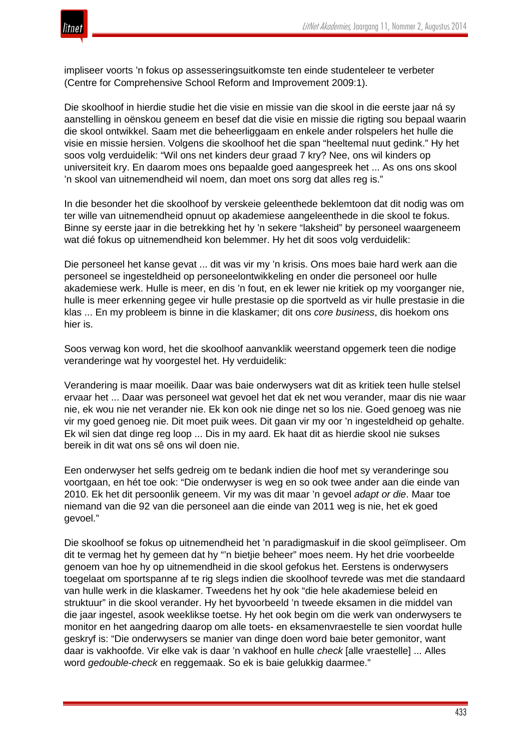impliseer voorts ’n fokus op assesseringsuitkomste ten einde studenteleer te verbeter (Centre for Comprehensive School Reform and Improvement 2009:1).

Die skoolhoof in hierdie studie het die visie en missie van die skool in die eerste jaar ná sy aanstelling in oënskou geneem en besef dat die visie en missie die rigting sou bepaal waarin die skool ontwikkel. Saam met die beheerliggaam en enkele ander rolspelers het hulle die visie en missie hersien. Volgens die skoolhoof het die span “heeltemal nuut gedink.” Hy het soos volg verduidelik: “Wil ons net kinders deur graad 7 kry? Nee, ons wil kinders op universiteit kry. En daarom moes ons bepaalde goed aangespreek het ... As ons ons skool ’n skool van uitnemendheid wil noem, dan moet ons sorg dat alles reg is.”

In die besonder het die skoolhoof by verskeie geleenthede beklemtoon dat dit nodig was om ter wille van uitnemendheid opnuut op akademiese aangeleenthede in die skool te fokus. Binne sy eerste jaar in die betrekking het hy ’n sekere “laksheid” by personeel waargeneem wat dié fokus op uitnemendheid kon belemmer. Hy het dit soos volg verduidelik:

Die personeel het kanse gevat ... dit was vir my ’n krisis. Ons moes baie hard werk aan die personeel se ingesteldheid op personeelontwikkeling en onder die personeel oor hulle akademiese werk. Hulle is meer, en dis ’n fout, en ek lewer nie kritiek op my voorganger nie, hulle is meer erkenning gegee vir hulle prestasie op die sportveld as vir hulle prestasie in die klas ... En my probleem is binne in die klaskamer; dit ons *core business*, dis hoekom ons hier is.

Soos verwag kon word, het die skoolhoof aanvanklik weerstand opgemerk teen die nodige veranderinge wat hy voorgestel het. Hy verduidelik:

Verandering is maar moeilik. Daar was baie onderwysers wat dit as kritiek teen hulle stelsel ervaar het ... Daar was personeel wat gevoel het dat ek net wou verander, maar dis nie waar nie, ek wou nie net verander nie. Ek kon ook nie dinge net so los nie. Goed genoeg was nie vir my goed genoeg nie. Dit moet puik wees. Dit gaan vir my oor ’n ingesteldheid op gehalte. Ek wil sien dat dinge reg loop ... Dis in my aard. Ek haat dit as hierdie skool nie sukses bereik in dit wat ons sê ons wil doen nie.

Een onderwyser het selfs gedreig om te bedank indien die hoof met sy veranderinge sou voortgaan, en hét toe ook: “Die onderwyser is weg en so ook twee ander aan die einde van 2010. Ek het dit persoonlik geneem. Vir my was dit maar ’n gevoel *adapt or die*. Maar toe niemand van die 92 van die personeel aan die einde van 2011 weg is nie, het ek goed gevoel.”

Die skoolhoof se fokus op uitnemendheid het ’n paradigmaskuif in die skool geïmpliseer. Om dit te vermag het hy gemeen dat hy “’n bietjie beheer” moes neem. Hy het drie voorbeelde genoem van hoe hy op uitnemendheid in die skool gefokus het. Eerstens is onderwysers toegelaat om sportspanne af te rig slegs indien die skoolhoof tevrede was met die standaard van hulle werk in die klaskamer. Tweedens het hy ook “die hele akademiese beleid en struktuur” in die skool verander. Hy het byvoorbeeld ’n tweede eksamen in die middel van die jaar ingestel, asook weeklikse toetse. Hy het ook begin om die werk van onderwysers te monitor en het aangedring daarop om alle toets- en eksamenvraestelle te sien voordat hulle geskryf is: “Die onderwysers se manier van dinge doen word baie beter gemonitor, want daar is vakhoofde. Vir elke vak is daar ’n vakhoof en hulle *check* [alle vraestelle] ... Alles word *gedouble-check* en reggemaak. So ek is baie gelukkig daarmee.”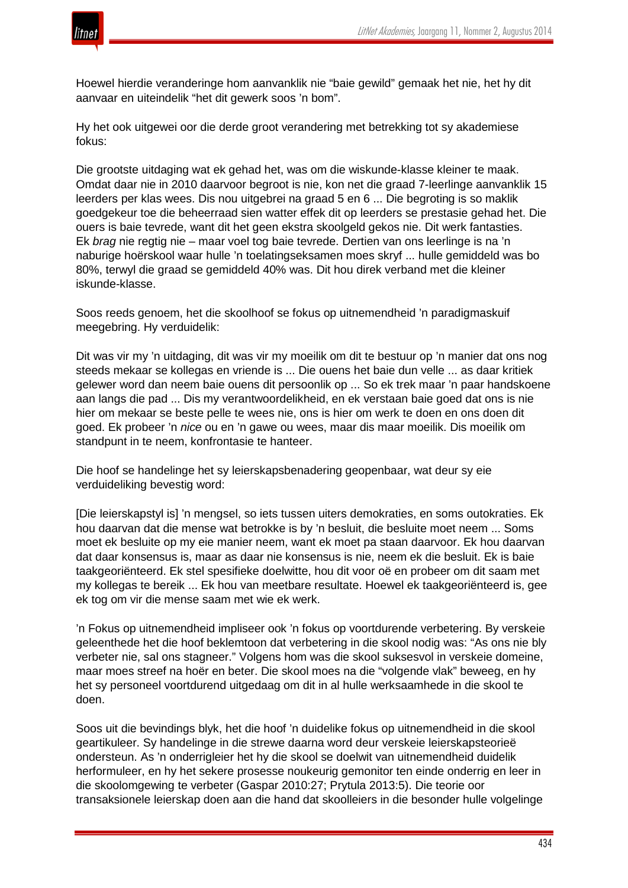Hoewel hierdie veranderinge hom aanvanklik nie "baie gewild" gemaak het nie, het hy dit aanvaar en uiteindelik "het dit gewerk soos 'n bom".

Hy het ook uitgewei oor die derde groot verandering met betrekking tot sy akademiese fokus:

Die grootste uitdaging wat ek gehad het, was om die wiskunde-klasse kleiner te maak. Omdat daar nie in 2010 daarvoor begroot is nie, kon net die graad 7-leerlinge aanvanklik 15 leerders per klas wees. Dis nou uitgebrei na graad 5 en 6 ... Die begroting is so maklik goedgekeur toe die beheerraad sien watter effek dit op leerders se prestasie gehad het. Die ouers is baie tevrede, want dit het geen ekstra skoolgeld gekos nie. Dit werk fantasties. Ek *brag* nie regtig nie – maar voel tog baie tevrede. Dertien van ons leerlinge is na 'n naburige hoërskool waar hulle 'n toelatingseksamen moes skryf ... hulle gemiddeld was bo 80%, terwyl die graad se gemiddeld 40% was. Dit hou direk verband met die kleiner iskunde-klasse.

Soos reeds genoem, het die skoolhoof se fokus op uitnemendheid 'n paradigmaskuif meegebring. Hy verduidelik:

Dit was vir my 'n uitdaging, dit was vir my moeilik om dit te bestuur op 'n manier dat ons nog steeds mekaar se kollegas en vriende is ... Die ouens het baie dun velle ... as daar kritiek gelewer word dan neem baie ouens dit persoonlik op ... So ek trek maar 'n paar handskoene aan langs die pad ... Dis my verantwoordelikheid, en ek verstaan baie goed dat ons is nie hier om mekaar se beste pelle te wees nie, ons is hier om werk te doen en ons doen dit goed. Ek probeer 'n *nice* ou en 'n gawe ou wees, maar dis maar moeilik. Dis moeilik om standpunt in te neem, konfrontasie te hanteer.

Die hoof se handelinge het sy leierskapsbenadering geopenbaar, wat deur sy eie verduideliking bevestig word:

[Die leierskapstyl is] 'n mengsel, so iets tussen uiters demokraties, en soms outokraties. Ek hou daarvan dat die mense wat betrokke is by 'n besluit, die besluite moet neem ... Soms moet ek besluite op my eie manier neem, want ek moet pa staan daarvoor. Ek hou daarvan dat daar konsensus is, maar as daar nie konsensus is nie, neem ek die besluit. Ek is baie taakgeoriënteerd. Ek stel spesifieke doelwitte, hou dit voor oë en probeer om dit saam met my kollegas te bereik ... Ek hou van meetbare resultate. Hoewel ek taakgeoriënteerd is, gee ek tog om vir die mense saam met wie ek werk.

'n Fokus op uitnemendheid impliseer ook 'n fokus op voortdurende verbetering. By verskeie geleenthede het die hoof beklemtoon dat verbetering in die skool nodig was: "As ons nie bly verbeter nie, sal ons stagneer." Volgens hom was die skool suksesvol in verskeie domeine, maar moes streef na hoër en beter. Die skool moes na die "volgende vlak" beweeg, en hy het sy personeel voortdurend uitgedaag om dit in al hulle werksaamhede in die skool te doen.

Soos uit die bevindings blyk, het die hoof 'n duidelike fokus op uitnemendheid in die skool geartikuleer. Sy handelinge in die strewe daarna word deur verskeie leierskapsteorieë ondersteun. As 'n onderrigleier het hy die skool se doelwit van uitnemendheid duidelik herformuleer, en hy het sekere prosesse noukeurig gemonitor ten einde onderrig en leer in die skoolomgewing te verbeter (Gaspar 2010:27; Prytula 2013:5). Die teorie oor transaksionele leierskap doen aan die hand dat skoolleiers in die besonder hulle volgelinge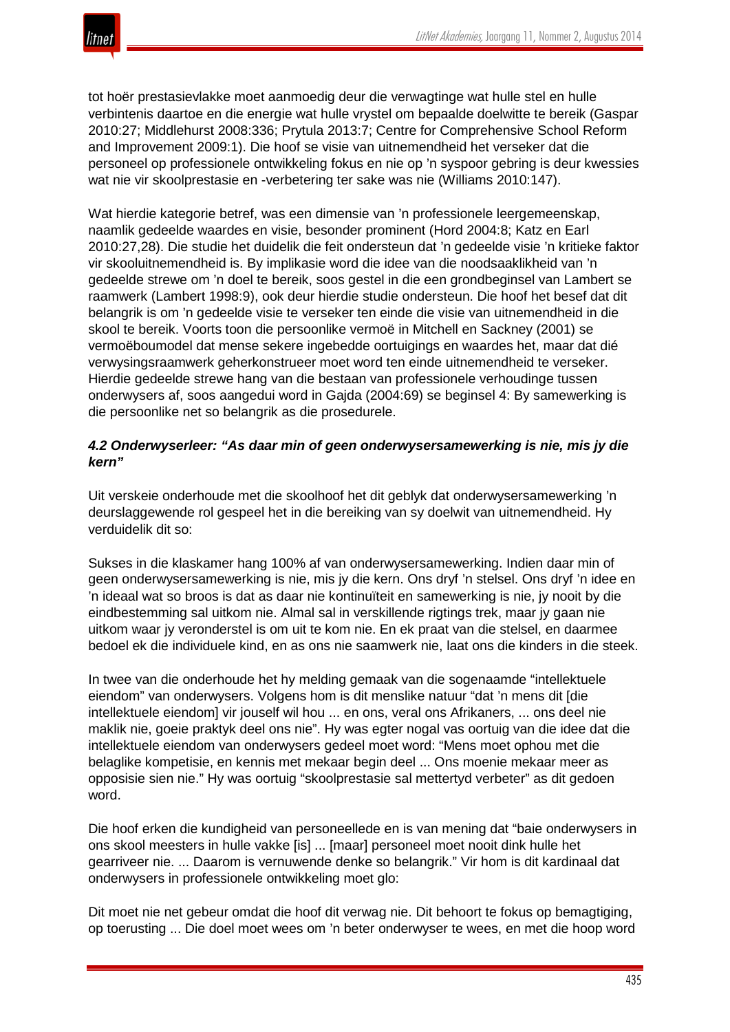tot hoër prestasievlakke moet aanmoedig deur die verwagtinge wat hulle stel en hulle verbintenis daartoe en die energie wat hulle vrystel om bepaalde doelwitte te bereik (Gaspar 2010:27; Middlehurst 2008:336; Prytula 2013:7; Centre for Comprehensive School Reform and Improvement 2009:1). Die hoof se visie van uitnemendheid het verseker dat die personeel op professionele ontwikkeling fokus en nie op 'n syspoor gebring is deur kwessies wat nie vir skoolprestasie en -verbetering ter sake was nie (Williams 2010:147).

Wat hierdie kategorie betref, was een dimensie van 'n professionele leergemeenskap, naamlik gedeelde waardes en visie, besonder prominent (Hord 2004:8; Katz en Earl 2010:27,28). Die studie het duidelik die feit ondersteun dat 'n gedeelde visie 'n kritieke faktor vir skooluitnemendheid is. By implikasie word die idee van die noodsaaklikheid van 'n gedeelde strewe om 'n doel te bereik, soos gestel in die een grondbeginsel van Lambert se raamwerk (Lambert 1998:9), ook deur hierdie studie ondersteun. Die hoof het besef dat dit belangrik is om 'n gedeelde visie te verseker ten einde die visie van uitnemendheid in die skool te bereik. Voorts toon die persoonlike vermoë in Mitchell en Sackney (2001) se vermoëboumodel dat mense sekere ingebedde oortuigings en waardes het, maar dat dié verwysingsraamwerk geherkonstrueer moet word ten einde uitnemendheid te verseker. Hierdie gedeelde strewe hang van die bestaan van professionele verhoudinge tussen onderwysers af, soos aangedui word in Gajda (2004:69) se beginsel 4: By samewerking is die persoonlike net so belangrik as die prosedurele.

### *4.2 Onderwyserleer: "As daar min of geen onderwysersamewerking is nie, mis jy die kern"*

Uit verskeie onderhoude met die skoolhoof het dit geblyk dat onderwysersamewerking 'n deurslaggewende rol gespeel het in die bereiking van sy doelwit van uitnemendheid. Hy verduidelik dit so:

Sukses in die klaskamer hang 100% af van onderwysersamewerking. Indien daar min of geen onderwysersamewerking is nie, mis jy die kern. Ons dryf 'n stelsel. Ons dryf 'n idee en 'n ideaal wat so broos is dat as daar nie kontinuïteit en samewerking is nie, jy nooit by die eindbestemming sal uitkom nie. Almal sal in verskillende rigtings trek, maar jy gaan nie uitkom waar jy veronderstel is om uit te kom nie. En ek praat van die stelsel, en daarmee bedoel ek die individuele kind, en as ons nie saamwerk nie, laat ons die kinders in die steek.

In twee van die onderhoude het hy melding gemaak van die sogenaamde "intellektuele eiendom" van onderwysers. Volgens hom is dit menslike natuur "dat 'n mens dit [die intellektuele eiendom] vir jouself wil hou ... en ons, veral ons Afrikaners, ... ons deel nie maklik nie, goeie praktyk deel ons nie". Hy was egter nogal vas oortuig van die idee dat die intellektuele eiendom van onderwysers gedeel moet word: "Mens moet ophou met die belaglike kompetisie, en kennis met mekaar begin deel ... Ons moenie mekaar meer as opposisie sien nie." Hy was oortuig "skoolprestasie sal mettertyd verbeter" as dit gedoen word.

Die hoof erken die kundigheid van personeellede en is van mening dat "baie onderwysers in ons skool meesters in hulle vakke [is] ... [maar] personeel moet nooit dink hulle het gearriveer nie. ... Daarom is vernuwende denke so belangrik." Vir hom is dit kardinaal dat onderwysers in professionele ontwikkeling moet glo:

Dit moet nie net gebeur omdat die hoof dit verwag nie. Dit behoort te fokus op bemagtiging, op toerusting ... Die doel moet wees om 'n beter onderwyser te wees, en met die hoop word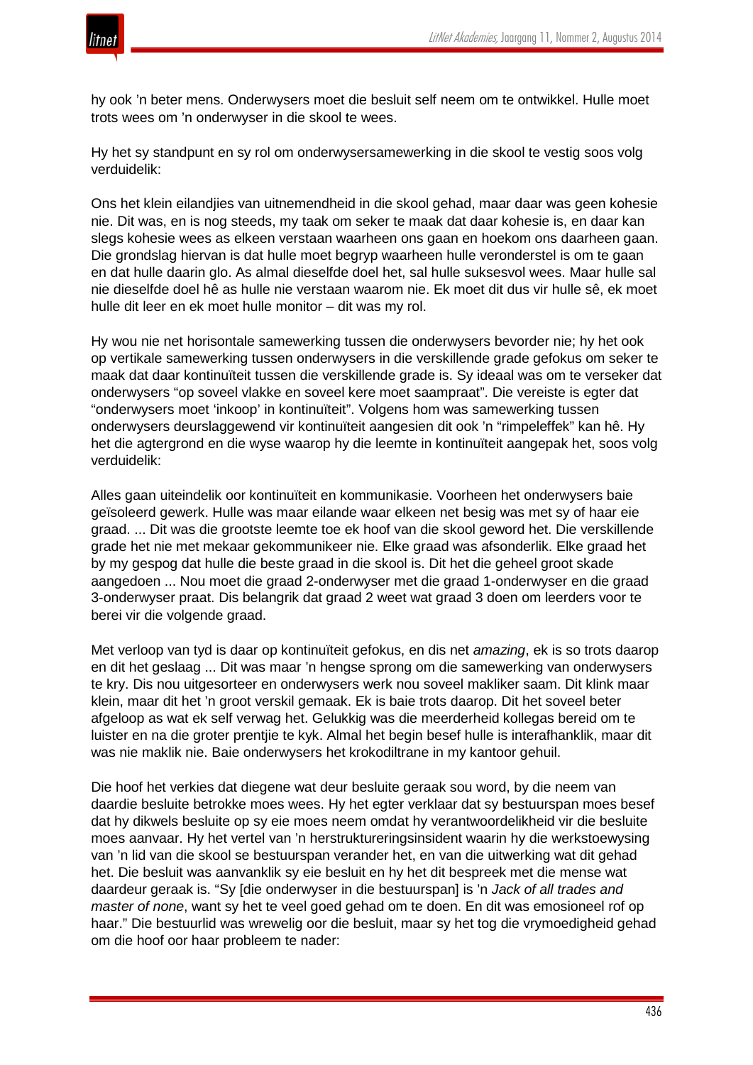hy ook 'n beter mens. Onderwysers moet die besluit self neem om te ontwikkel. Hulle moet trots wees om 'n onderwyser in die skool te wees.

Hy het sy standpunt en sy rol om onderwysersamewerking in die skool te vestig soos volg verduidelik:

Ons het klein eilandjies van uitnemendheid in die skool gehad, maar daar was geen kohesie nie. Dit was, en is nog steeds, my taak om seker te maak dat daar kohesie is, en daar kan slegs kohesie wees as elkeen verstaan waarheen ons gaan en hoekom ons daarheen gaan. Die grondslag hiervan is dat hulle moet begryp waarheen hulle veronderstel is om te gaan en dat hulle daarin glo. As almal dieselfde doel het, sal hulle suksesvol wees. Maar hulle sal nie dieselfde doel hê as hulle nie verstaan waarom nie. Ek moet dit dus vir hulle sê, ek moet hulle dit leer en ek moet hulle monitor – dit was my rol.

Hy wou nie net horisontale samewerking tussen die onderwysers bevorder nie; hy het ook op vertikale samewerking tussen onderwysers in die verskillende grade gefokus om seker te maak dat daar kontinuïteit tussen die verskillende grade is. Sy ideaal was om te verseker dat onderwysers "op soveel vlakke en soveel kere moet saampraat". Die vereiste is egter dat "onderwysers moet 'inkoop' in kontinuïteit". Volgens hom was samewerking tussen onderwysers deurslaggewend vir kontinuïteit aangesien dit ook 'n "rimpeleffek" kan hê. Hy het die agtergrond en die wyse waarop hy die leemte in kontinuïteit aangepak het, soos volg verduidelik:

Alles gaan uiteindelik oor kontinuïteit en kommunikasie. Voorheen het onderwysers baie geïsoleerd gewerk. Hulle was maar eilande waar elkeen net besig was met sy of haar eie graad. ... Dit was die grootste leemte toe ek hoof van die skool geword het. Die verskillende grade het nie met mekaar gekommunikeer nie. Elke graad was afsonderlik. Elke graad het by my gespog dat hulle die beste graad in die skool is. Dit het die geheel groot skade aangedoen ... Nou moet die graad 2-onderwyser met die graad 1-onderwyser en die graad 3-onderwyser praat. Dis belangrik dat graad 2 weet wat graad 3 doen om leerders voor te berei vir die volgende graad.

Met verloop van tyd is daar op kontinuïteit gefokus, en dis net *amazing*, ek is so trots daarop en dit het geslaag ... Dit was maar 'n hengse sprong om die samewerking van onderwysers te kry. Dis nou uitgesorteer en onderwysers werk nou soveel makliker saam. Dit klink maar klein, maar dit het 'n groot verskil gemaak. Ek is baie trots daarop. Dit het soveel beter afgeloop as wat ek self verwag het. Gelukkig was die meerderheid kollegas bereid om te luister en na die groter prentjie te kyk. Almal het begin besef hulle is interafhanklik, maar dit was nie maklik nie. Baie onderwysers het krokodiltrane in my kantoor gehuil.

Die hoof het verkies dat diegene wat deur besluite geraak sou word, by die neem van daardie besluite betrokke moes wees. Hy het egter verklaar dat sy bestuurspan moes besef dat hy dikwels besluite op sy eie moes neem omdat hy verantwoordelikheid vir die besluite moes aanvaar. Hy het vertel van 'n herstruktureringsinsident waarin hy die werkstoewysing van 'n lid van die skool se bestuurspan verander het, en van die uitwerking wat dit gehad het. Die besluit was aanvanklik sy eie besluit en hy het dit bespreek met die mense wat daardeur geraak is. "Sy [die onderwyser in die bestuurspan] is 'n *Jack of all trades and master of none*, want sy het te veel goed gehad om te doen. En dit was emosioneel rof op haar." Die bestuurlid was wrewelig oor die besluit, maar sy het tog die vrymoedigheid gehad om die hoof oor haar probleem te nader: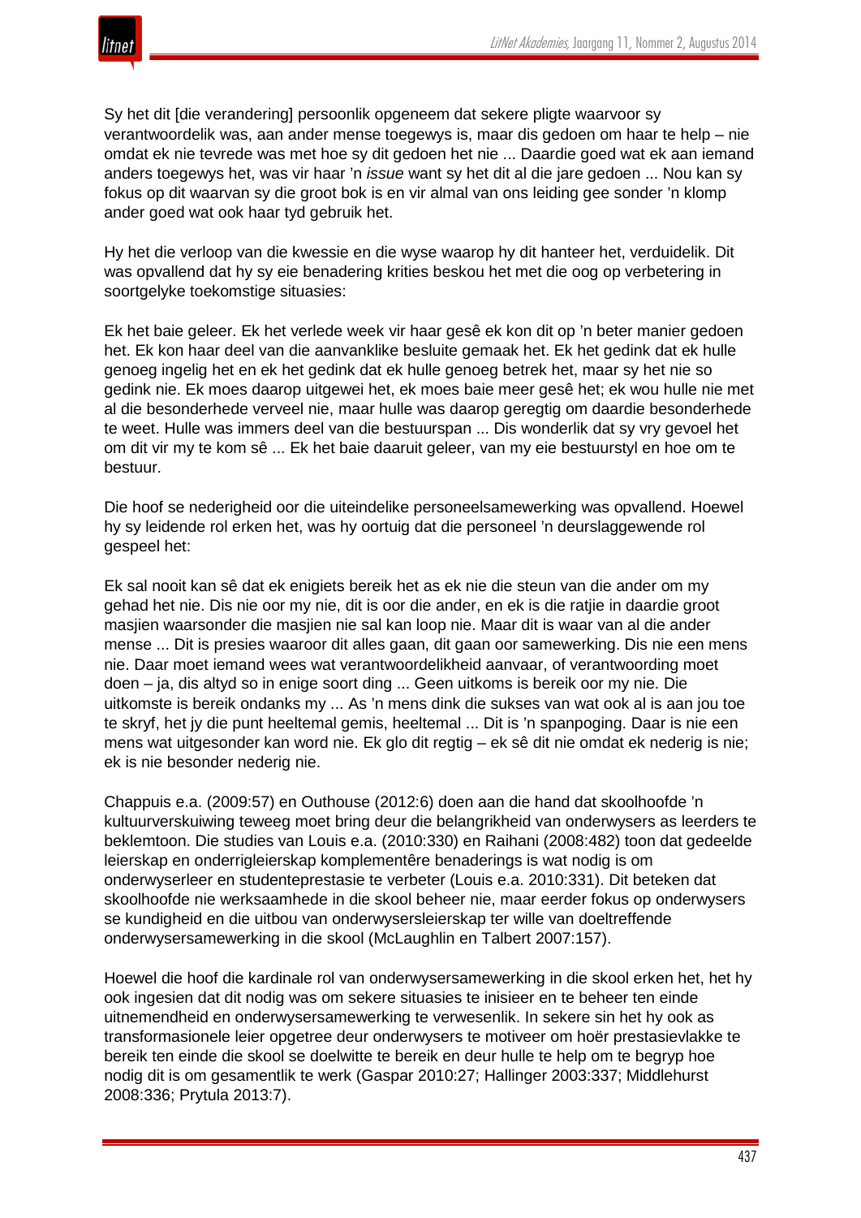Sy het dit [die verandering] persoonlik opgeneem dat sekere pligte waarvoor sy verantwoordelik was, aan ander mense toegewys is, maar dis gedoen om haar te help – nie omdat ek nie tevrede was met hoe sy dit gedoen het nie ... Daardie goed wat ek aan iemand anders toegewys het, was vir haar ’n *issue* want sy het dit al die jare gedoen ... Nou kan sy fokus op dit waarvan sy die groot bok is en vir almal van ons leiding gee sonder ’n klomp ander goed wat ook haar tyd gebruik het.

Hy het die verloop van die kwessie en die wyse waarop hy dit hanteer het, verduidelik. Dit was opvallend dat hy sy eie benadering krities beskou het met die oog op verbetering in soortgelyke toekomstige situasies:

Ek het baie geleer. Ek het verlede week vir haar gesê ek kon dit op ’n beter manier gedoen het. Ek kon haar deel van die aanvanklike besluite gemaak het. Ek het gedink dat ek hulle genoeg ingelig het en ek het gedink dat ek hulle genoeg betrek het, maar sy het nie so gedink nie. Ek moes daarop uitgewei het, ek moes baie meer gesê het; ek wou hulle nie met al die besonderhede verveel nie, maar hulle was daarop geregtig om daardie besonderhede te weet. Hulle was immers deel van die bestuurspan ... Dis wonderlik dat sy vry gevoel het om dit vir my te kom sê ... Ek het baie daaruit geleer, van my eie bestuurstyl en hoe om te bestuur.

Die hoof se nederigheid oor die uiteindelike personeelsamewerking was opvallend. Hoewel hy sy leidende rol erken het, was hy oortuig dat die personeel ’n deurslaggewende rol gespeel het:

Ek sal nooit kan sê dat ek enigiets bereik het as ek nie die steun van die ander om my gehad het nie. Dis nie oor my nie, dit is oor die ander, en ek is die ratjie in daardie groot masjien waarsonder die masjien nie sal kan loop nie. Maar dit is waar van al die ander mense ... Dit is presies waaroor dit alles gaan, dit gaan oor samewerking. Dis nie een mens nie. Daar moet iemand wees wat verantwoordelikheid aanvaar, of verantwoording moet doen – ja, dis altyd so in enige soort ding ... Geen uitkoms is bereik oor my nie. Die uitkomste is bereik ondanks my ... As ’n mens dink die sukses van wat ook al is aan jou toe te skryf, het jy die punt heeltemal gemis, heeltemal ... Dit is ’n spanpoging. Daar is nie een mens wat uitgesonder kan word nie. Ek glo dit regtig – ek sê dit nie omdat ek nederig is nie; ek is nie besonder nederig nie.

Chappuis e.a. (2009:57) en Outhouse (2012:6) doen aan die hand dat skoolhoofde ’n kultuurverskuiwing teweeg moet bring deur die belangrikheid van onderwysers as leerders te beklemtoon. Die studies van Louis e.a. (2010:330) en Raihani (2008:482) toon dat gedeelde leierskap en onderrigleierskap komplementêre benaderings is wat nodig is om onderwyserleer en studenteprestasie te verbeter (Louis e.a. 2010:331). Dit beteken dat skoolhoofde nie werksaamhede in die skool beheer nie, maar eerder fokus op onderwysers se kundigheid en die uitbou van onderwysersleierskap ter wille van doeltreffende onderwysersamewerking in die skool (McLaughlin en Talbert 2007:157).

Hoewel die hoof die kardinale rol van onderwysersamewerking in die skool erken het, het hy ook ingesien dat dit nodig was om sekere situasies te inisieer en te beheer ten einde uitnemendheid en onderwysersamewerking te verwesenlik. In sekere sin het hy ook as transformasionele leier opgetree deur onderwysers te motiveer om hoër prestasievlakke te bereik ten einde die skool se doelwitte te bereik en deur hulle te help om te begryp hoe nodig dit is om gesamentlik te werk (Gaspar 2010:27; Hallinger 2003:337; Middlehurst 2008:336; Prytula 2013:7).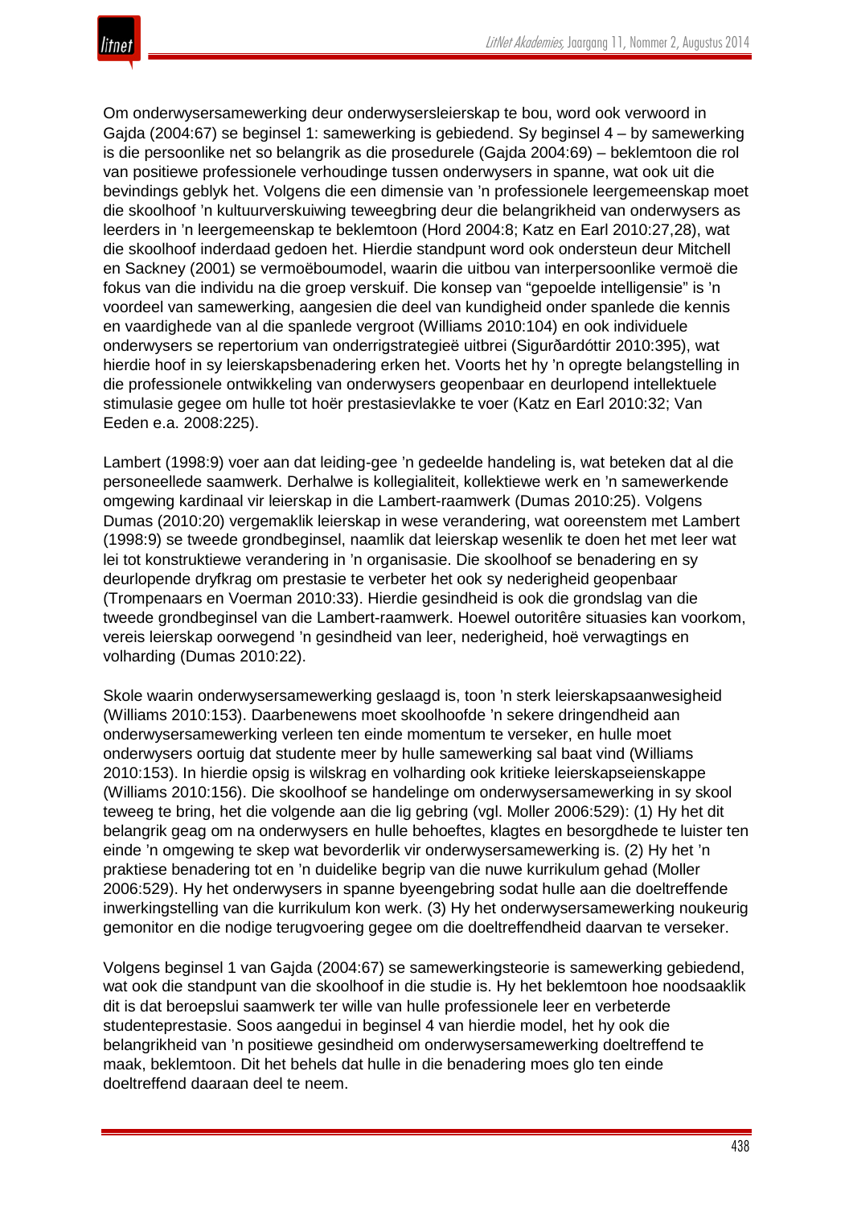Om onderwysersamewerking deur onderwysersleierskap te bou, word ook verwoord in Gajda (2004:67) se beginsel 1: samewerking is gebiedend. Sy beginsel 4 – by samewerking is die persoonlike net so belangrik as die prosedurele (Gajda 2004:69) – beklemtoon die rol van positiewe professionele verhoudinge tussen onderwysers in spanne, wat ook uit die bevindings geblyk het. Volgens die een dimensie van ’n professionele leergemeenskap moet die skoolhoof ’n kultuurverskuiwing teweegbring deur die belangrikheid van onderwysers as leerders in ’n leergemeenskap te beklemtoon (Hord 2004:8; Katz en Earl 2010:27,28), wat die skoolhoof inderdaad gedoen het. Hierdie standpunt word ook ondersteun deur Mitchell en Sackney (2001) se vermoëboumodel, waarin die uitbou van interpersoonlike vermoë die fokus van die individu na die groep verskuif. Die konsep van "gepoelde intelligensie" is ’n voordeel van samewerking, aangesien die deel van kundigheid onder spanlede die kennis en vaardighede van al die spanlede vergroot (Williams 2010:104) en ook individuele onderwysers se repertorium van onderrigstrategieë uitbrei (Sigurðardóttir 2010:395), wat hierdie hoof in sy leierskapsbenadering erken het. Voorts het hy ’n opregte belangstelling in die professionele ontwikkeling van onderwysers geopenbaar en deurlopend intellektuele stimulasie gegee om hulle tot hoër prestasievlakke te voer (Katz en Earl 2010:32; Van Eeden e.a. 2008:225).

Lambert (1998:9) voer aan dat leiding-gee ’n gedeelde handeling is, wat beteken dat al die personeellede saamwerk. Derhalwe is kollegialiteit, kollektiewe werk en ’n samewerkende omgewing kardinaal vir leierskap in die Lambert-raamwerk (Dumas 2010:25). Volgens Dumas (2010:20) vergemaklik leierskap in wese verandering, wat ooreenstem met Lambert (1998:9) se tweede grondbeginsel, naamlik dat leierskap wesenlik te doen het met leer wat lei tot konstruktiewe verandering in ’n organisasie. Die skoolhoof se benadering en sy deurlopende dryfkrag om prestasie te verbeter het ook sy nederigheid geopenbaar (Trompenaars en Voerman 2010:33). Hierdie gesindheid is ook die grondslag van die tweede grondbeginsel van die Lambert-raamwerk. Hoewel outoritêre situasies kan voorkom, vereis leierskap oorwegend ’n gesindheid van leer, nederigheid, hoë verwagtings en volharding (Dumas 2010:22).

Skole waarin onderwysersamewerking geslaagd is, toon ’n sterk leierskapsaanwesigheid (Williams 2010:153). Daarbenewens moet skoolhoofde ’n sekere dringendheid aan onderwysersamewerking verleen ten einde momentum te verseker, en hulle moet onderwysers oortuig dat studente meer by hulle samewerking sal baat vind (Williams 2010:153). In hierdie opsig is wilskrag en volharding ook kritieke leierskapseienskappe (Williams 2010:156). Die skoolhoof se handelinge om onderwysersamewerking in sy skool teweeg te bring, het die volgende aan die lig gebring (vgl. Moller 2006:529): (1) Hy het dit belangrik geag om na onderwysers en hulle behoeftes, klagtes en besorgdhede te luister ten einde ’n omgewing te skep wat bevorderlik vir onderwysersamewerking is. (2) Hy het ’n praktiese benadering tot en ’n duidelike begrip van die nuwe kurrikulum gehad (Moller 2006:529). Hy het onderwysers in spanne byeengebring sodat hulle aan die doeltreffende inwerkingstelling van die kurrikulum kon werk. (3) Hy het onderwysersamewerking noukeurig gemonitor en die nodige terugvoering gegee om die doeltreffendheid daarvan te verseker.

Volgens beginsel 1 van Gajda (2004:67) se samewerkingsteorie is samewerking gebiedend, wat ook die standpunt van die skoolhoof in die studie is. Hy het beklemtoon hoe noodsaaklik dit is dat beroepslui saamwerk ter wille van hulle professionele leer en verbeterde studenteprestasie. Soos aangedui in beginsel 4 van hierdie model, het hy ook die belangrikheid van ’n positiewe gesindheid om onderwysersamewerking doeltreffend te maak, beklemtoon. Dit het behels dat hulle in die benadering moes glo ten einde doeltreffend daaraan deel te neem.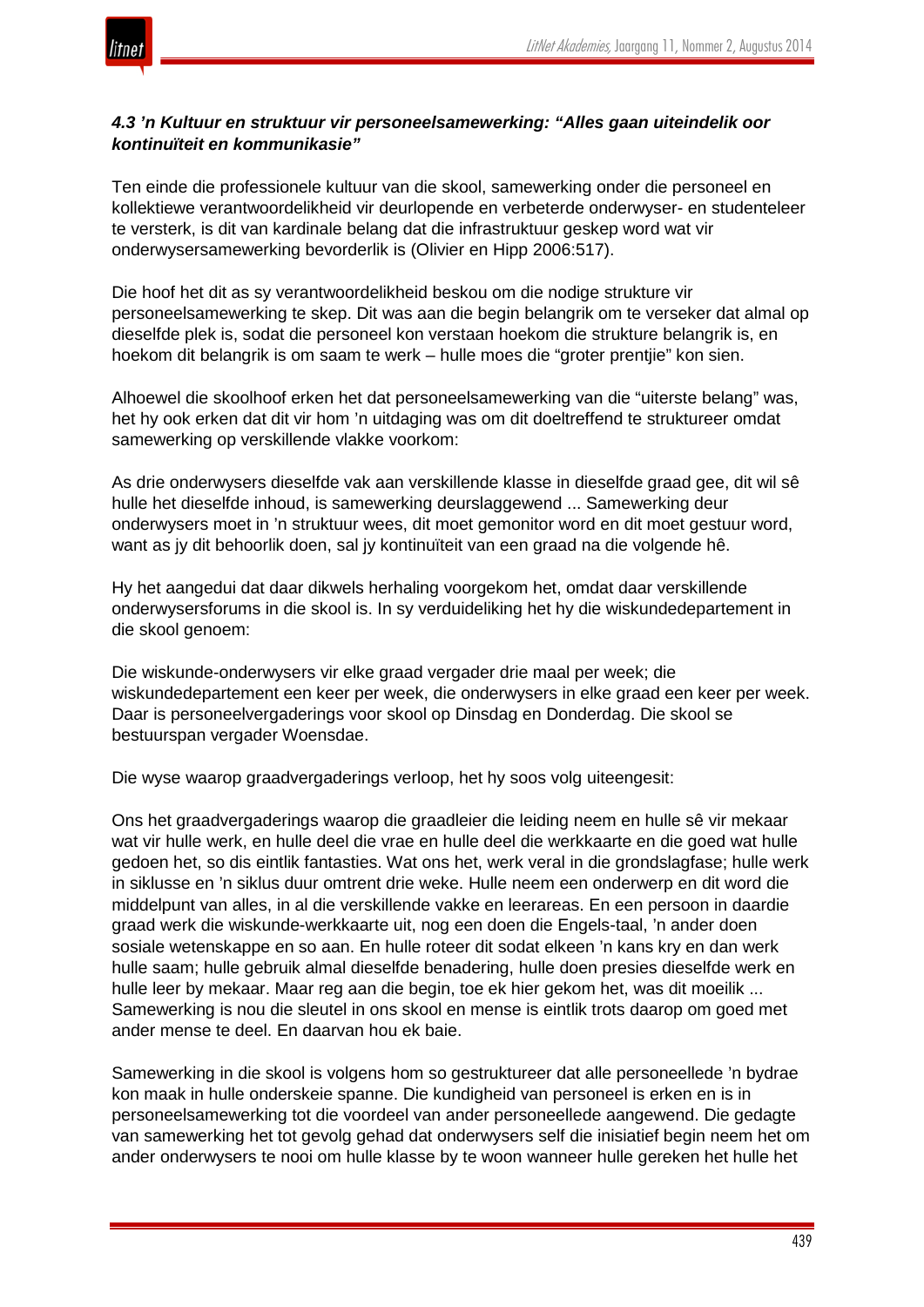#### *4.3 ’n Kultuur en struktuur vir personeelsamewerking: “Alles gaan uiteindelik oor kontinuïteit en kommunikasie”*

Ten einde die professionele kultuur van die skool, samewerking onder die personeel en kollektiewe verantwoordelikheid vir deurlopende en verbeterde onderwyser- en studenteleer te versterk, is dit van kardinale belang dat die infrastruktuur geskep word wat vir onderwysersamewerking bevorderlik is (Olivier en Hipp 2006:517).

Die hoof het dit as sy verantwoordelikheid beskou om die nodige strukture vir personeelsamewerking te skep. Dit was aan die begin belangrik om te verseker dat almal op dieselfde plek is, sodat die personeel kon verstaan hoekom die strukture belangrik is, en hoekom dit belangrik is om saam te werk – hulle moes die “groter prentjie” kon sien.

Alhoewel die skoolhoof erken het dat personeelsamewerking van die “uiterste belang” was, het hy ook erken dat dit vir hom ’n uitdaging was om dit doeltreffend te struktureer omdat samewerking op verskillende vlakke voorkom:

As drie onderwysers dieselfde vak aan verskillende klasse in dieselfde graad gee, dit wil sê hulle het dieselfde inhoud, is samewerking deurslaggewend ... Samewerking deur onderwysers moet in ’n struktuur wees, dit moet gemonitor word en dit moet gestuur word, want as jy dit behoorlik doen, sal jy kontinuïteit van een graad na die volgende hê.

Hy het aangedui dat daar dikwels herhaling voorgekom het, omdat daar verskillende onderwysersforums in die skool is. In sy verduideliking het hy die wiskundedepartement in die skool genoem:

Die wiskunde-onderwysers vir elke graad vergader drie maal per week; die wiskundedepartement een keer per week, die onderwysers in elke graad een keer per week. Daar is personeelvergaderings voor skool op Dinsdag en Donderdag. Die skool se bestuurspan vergader Woensdae.

Die wyse waarop graadvergaderings verloop, het hy soos volg uiteengesit:

Ons het graadvergaderings waarop die graadleier die leiding neem en hulle sê vir mekaar wat vir hulle werk, en hulle deel die vrae en hulle deel die werkkaarte en die goed wat hulle gedoen het, so dis eintlik fantasties. Wat ons het, werk veral in die grondslagfase; hulle werk in siklusse en ’n siklus duur omtrent drie weke. Hulle neem een onderwerp en dit word die middelpunt van alles, in al die verskillende vakke en leerareas. En een persoon in daardie graad werk die wiskunde-werkkaarte uit, nog een doen die Engels-taal, ’n ander doen sosiale wetenskappe en so aan. En hulle roteer dit sodat elkeen ’n kans kry en dan werk hulle saam; hulle gebruik almal dieselfde benadering, hulle doen presies dieselfde werk en hulle leer by mekaar. Maar reg aan die begin, toe ek hier gekom het, was dit moeilik ... Samewerking is nou die sleutel in ons skool en mense is eintlik trots daarop om goed met ander mense te deel. En daarvan hou ek baie.

Samewerking in die skool is volgens hom so gestruktureer dat alle personeellede ’n bydrae kon maak in hulle onderskeie spanne. Die kundigheid van personeel is erken en is in personeelsamewerking tot die voordeel van ander personeellede aangewend. Die gedagte van samewerking het tot gevolg gehad dat onderwysers self die inisiatief begin neem het om ander onderwysers te nooi om hulle klasse by te woon wanneer hulle gereken het hulle het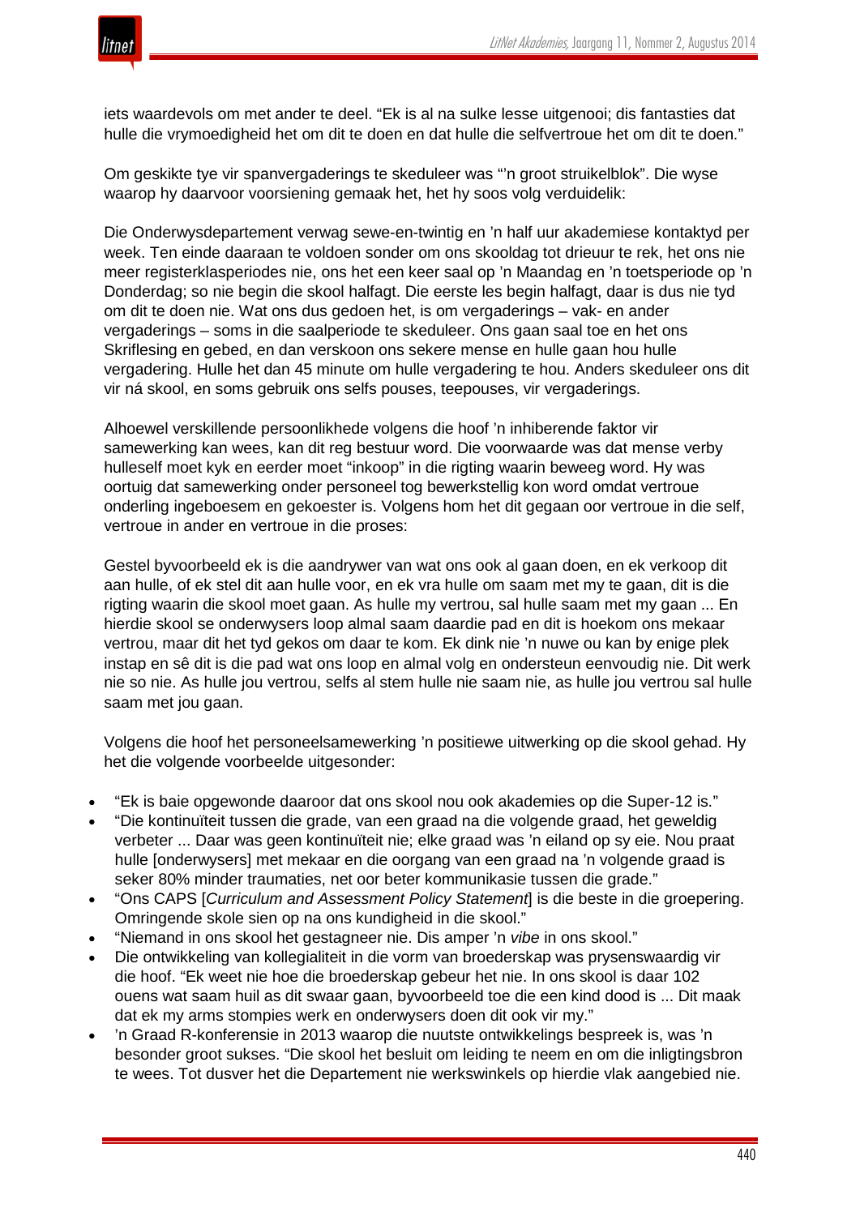iets waardevols om met ander te deel. "Ek is al na sulke lesse uitgenooi; dis fantasties dat hulle die vrymoedigheid het om dit te doen en dat hulle die selfvertroue het om dit te doen."

Om geskikte tye vir spanvergaderings te skeduleer was "'n groot struikelblok". Die wyse waarop hy daarvoor voorsiening gemaak het, het hy soos volg verduidelik:

> Die Onderwysdepartement verwag sewe-en-twintig en 'n half uur akademiese kontaktyd per week. Ten einde daaraan te voldoen sonder om ons skooldag tot drieuur te rek, het ons nie meer registerklasperiodes nie, ons het een keer saal op 'n Maandag en 'n toetsperiode op 'n Donderdag; so nie begin die skool halfagt. Die eerste les begin halfagt, daar is dus nie tyd om dit te doen nie. Wat ons dus gedoen het, is om vergaderings – vak- en ander vergaderings – soms in die saalperiode te skeduleer. Ons gaan saal toe en het ons Skriflesing en gebed, en dan verskoon ons sekere mense en hulle gaan hou hulle vergadering. Hulle het dan 45 minute om hulle vergadering te hou. Anders skeduleer ons dit vir ná skool, en soms gebruik ons selfs pouses, teepouses, vir vergaderings.

Alhoewel verskillende persoonlikhede volgens die hoof 'n inhiberende faktor vir samewerking kan wees, kan dit reg bestuur word. Die voorwaarde was dat mense verby hulleself moet kyk en eerder moet "inkoop" in die rigting waarin beweeg word. Hy was oortuig dat samewerking onder personeel tog bewerkstellig kon word omdat vertroue onderling ingeboesem en gekoester is. Volgens hom het dit gegaan oor vertroue in die self, vertroue in ander en vertroue in die proses:

> Gestel byvoorbeeld ek is die aandrywer van wat ons ook al gaan doen, en ek verkoop dit aan hulle, of ek stel dit aan hulle voor, en ek vra hulle om saam met my te gaan, dit is die rigting waarin die skool moet gaan. As hulle my vertrou, sal hulle saam met my gaan ... En hierdie skool se onderwysers loop almal saam daardie pad en dit is hoekom ons mekaar vertrou, maar dit het tyd gekos om daar te kom. Ek dink nie 'n nuwe ou kan by enige plek instap en sê dit is die pad wat ons loop en almal volg en ondersteun eenvoudig nie. Dit werk nie so nie. As hulle jou vertrou, selfs al stem hulle nie saam nie, as hulle jou vertrou sal hulle saam met jou gaan.

Volgens die hoof het personeelsamewerking 'n positiewe uitwerking op die skool gehad. Hy het die volgende voorbeelde uitgesonder:

- "Ek is baie opgewonde daaroor dat ons skool nou ook akademies op die Super-12 is."
- "Die kontinuïteit tussen die grade, van een graad na die volgende graad, het geweldig verbeter ... Daar was geen kontinuïteit nie; elke graad was 'n eiland op sy eie. Nou praat hulle [onderwysers] met mekaar en die oorgang van een graad na 'n volgende graad is seker 80% minder traumaties, net oor beter kommunikasie tussen die grade."
- "Ons CAPS [*Curriculum and Assessment Policy Statement*] is die beste in die groepering. Omringende skole sien op na ons kundigheid in die skool."
- "Niemand in ons skool het gestagneer nie. Dis amper 'n *vibe* in ons skool."
- Die ontwikkeling van kollegialiteit in die vorm van broederskap was prysenswaardig vir die hoof. "Ek weet nie hoe die broederskap gebeur het nie. In ons skool is daar 102 ouens wat saam huil as dit swaar gaan, byvoorbeeld toe die een kind dood is ... Dit maak dat ek my arms stompies werk en onderwysers doen dit ook vir my."
- 'n Graad R-konferensie in 2013 waarop die nuutste ontwikkelings bespreek is, was 'n besonder groot sukses. "Die skool het besluit om leiding te neem en om die inligtingsbron te wees. Tot dusver het die Departement nie werkswinkels op hierdie vlak aangebied nie.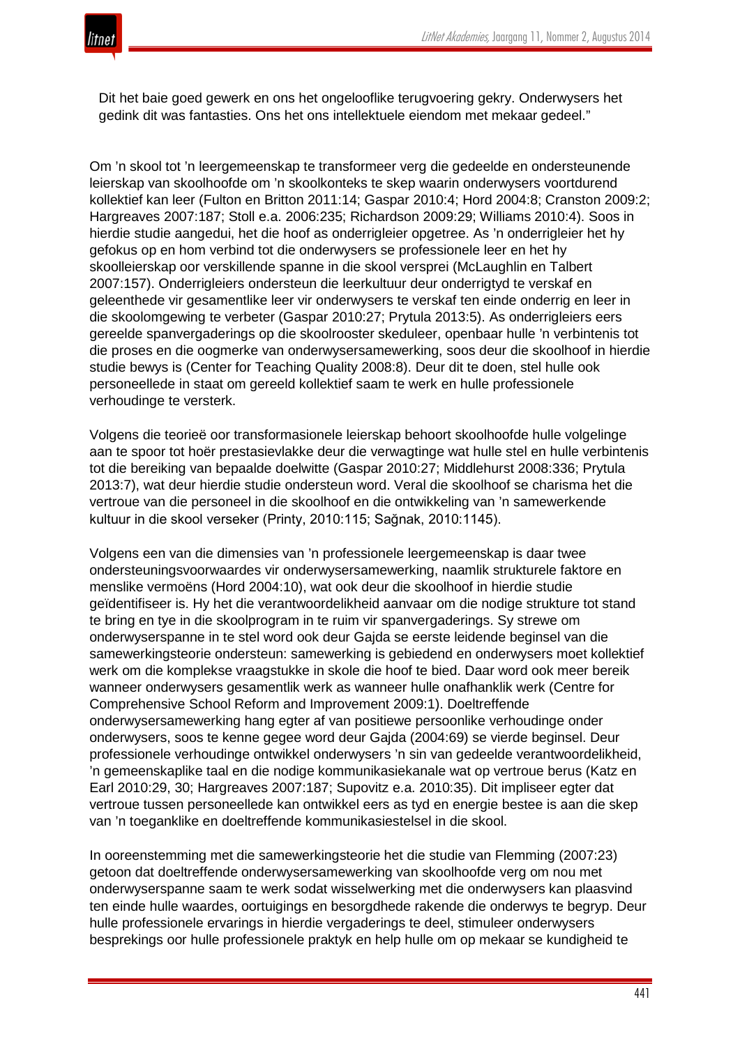Dit het baie goed gewerk en ons het ongelooflike terugvoering gekry. Onderwysers het gedink dit was fantasties. Ons het ons intellektuele eiendom met mekaar gedeel."

Om 'n skool tot 'n leergemeenskap te transformeer verg die gedeelde en ondersteunende leierskap van skoolhoofde om 'n skoolkonteks te skep waarin onderwysers voortdurend kollektief kan leer (Fulton en Britton 2011:14; Gaspar 2010:4; Hord 2004:8; Cranston 2009:2; Hargreaves 2007:187; Stoll e.a. 2006:235; Richardson 2009:29; Williams 2010:4). Soos in hierdie studie aangedui, het die hoof as onderrigleier opgetree. As 'n onderrigleier het hy gefokus op en hom verbind tot die onderwysers se professionele leer en het hy skoolleierskap oor verskillende spanne in die skool versprei (McLaughlin en Talbert 2007:157). Onderrigleiers ondersteun die leerkultuur deur onderrigtyd te verskaf en geleenthede vir gesamentlike leer vir onderwysers te verskaf ten einde onderrig en leer in die skoolomgewing te verbeter (Gaspar 2010:27; Prytula 2013:5). As onderrigleiers eers gereelde spanvergaderings op die skoolrooster skeduleer, openbaar hulle 'n verbintenis tot die proses en die oogmerke van onderwysersamewerking, soos deur die skoolhoof in hierdie studie bewys is (Center for Teaching Quality 2008:8). Deur dit te doen, stel hulle ook personeellede in staat om gereeld kollektief saam te werk en hulle professionele verhoudinge te versterk.

Volgens die teorieë oor transformasionele leierskap behoort skoolhoofde hulle volgelinge aan te spoor tot hoër prestasievlakke deur die verwagtinge wat hulle stel en hulle verbintenis tot die bereiking van bepaalde doelwitte (Gaspar 2010:27; Middlehurst 2008:336; Prytula 2013:7), wat deur hierdie studie ondersteun word. Veral die skoolhoof se charisma het die vertroue van die personeel in die skoolhoof en die ontwikkeling van 'n samewerkende kultuur in die skool verseker (Printy, 2010:115; Sağnak, 2010:1145).

Volgens een van die dimensies van 'n professionele leergemeenskap is daar twee ondersteuningsvoorwaardes vir onderwysersamewerking, naamlik strukturele faktore en menslike vermoëns (Hord 2004:10), wat ook deur die skoolhoof in hierdie studie geïdentifiseer is. Hy het die verantwoordelikheid aanvaar om die nodige strukture tot stand te bring en tye in die skoolprogram in te ruim vir spanvergaderings. Sy strewe om onderwyserspanne in te stel word ook deur Gajda se eerste leidende beginsel van die samewerkingsteorie ondersteun: samewerking is gebiedend en onderwysers moet kollektief werk om die komplekse vraagstukke in skole die hoof te bied. Daar word ook meer bereik wanneer onderwysers gesamentlik werk as wanneer hulle onafhanklik werk (Centre for Comprehensive School Reform and Improvement 2009:1). Doeltreffende onderwysersamewerking hang egter af van positiewe persoonlike verhoudinge onder onderwysers, soos te kenne gegee word deur Gajda (2004:69) se vierde beginsel. Deur professionele verhoudinge ontwikkel onderwysers 'n sin van gedeelde verantwoordelikheid, 'n gemeenskaplike taal en die nodige kommunikasiekanale wat op vertroue berus (Katz en Earl 2010:29, 30; Hargreaves 2007:187; Supovitz e.a. 2010:35). Dit impliseer egter dat vertroue tussen personeellede kan ontwikkel eers as tyd en energie bestee is aan die skep van 'n toeganklike en doeltreffende kommunikasiestelsel in die skool.

In ooreenstemming met die samewerkingsteorie het die studie van Flemming (2007:23) getoon dat doeltreffende onderwysersamewerking van skoolhoofde verg om nou met onderwyserspanne saam te werk sodat wisselwerking met die onderwysers kan plaasvind ten einde hulle waardes, oortuigings en besorgdhede rakende die onderwys te begryp. Deur hulle professionele ervarings in hierdie vergaderings te deel, stimuleer onderwysers besprekings oor hulle professionele praktyk en help hulle om op mekaar se kundigheid te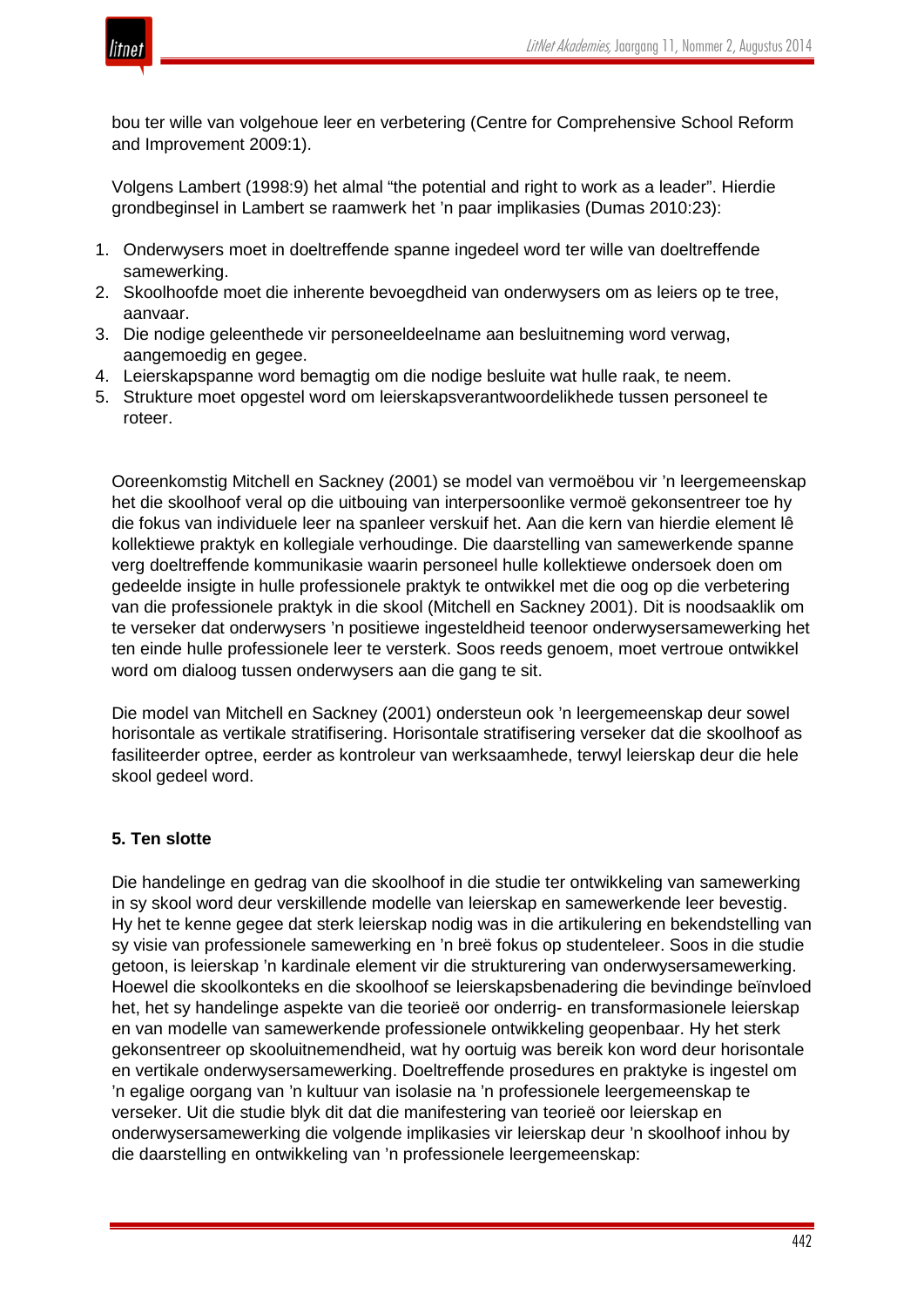bou ter wille van volgehoue leer en verbetering (Centre for Comprehensive School Reform and Improvement 2009:1).

Volgens Lambert (1998:9) het almal "the potential and right to work as a leader". Hierdie grondbeginsel in Lambert se raamwerk het 'n paar implikasies (Dumas 2010:23):

1. Onderwysers moet in doeltreffende spanne ingedeel word ter wille van doeltreffende samewerking.
2. Skoolhoofde moet die inherente bevoegdheid van onderwysers om as leiers op te tree, aanvaar.
3. Die nodige geleenthede vir personeeldeelname aan besluitneming word verwag, aangemoedig en gegee.
4. Leierskapspanne word bemagtig om die nodige besluite wat hulle raak, te neem.
5. Strukture moet opgestel word om leierskapsverantwoordelikhede tussen personeel te roteer.

Ooreenkomstig Mitchell en Sackney (2001) se model van vermoëbou vir 'n leergemeenskap het die skoolhoof veral op die uitbouing van interpersoonlike vermoë gekonsentreer toe hy die fokus van individuele leer na spanleer verskuif het. Aan die kern van hierdie element lê kollektiewe praktyk en kollegiale verhoudinge. Die daarstelling van samewerkende spanne verg doeltreffende kommunikasie waarin personeel hulle kollektiewe ondersoek doen om gedeelde insigte in hulle professionele praktyk te ontwikkel met die oog op die verbetering van die professionele praktyk in die skool (Mitchell en Sackney 2001). Dit is noodsaaklik om te verseker dat onderwysers 'n positiewe ingesteldheid teenoor onderwysersamewerking het ten einde hulle professionele leer te versterk. Soos reeds genoem, moet vertroue ontwikkel word om dialoog tussen onderwysers aan die gang te sit.

Die model van Mitchell en Sackney (2001) ondersteun ook 'n leergemeenskap deur sowel horisontale as vertikale stratifisering. Horisontale stratifisering verseker dat die skoolhoof as fasiliteerder optree, eerder as kontroleur van werksaamhede, terwyl leierskap deur die hele skool gedeel word.

## 5. Ten slotte

Die handelinge en gedrag van die skoolhoof in die studie ter ontwikkeling van samewerking in sy skool word deur verskillende modelle van leierskap en samewerkende leer bevestig. Hy het te kenne gegee dat sterk leierskap nodig was in die artikulering en bekendstelling van sy visie van professionele samewerking en 'n breë fokus op studenteleer. Soos in die studie getoon, is leierskap 'n kardinale element vir die strukturering van onderwysersamewerking. Hoewel die skoolkonteks en die skoolhoof se leierskapsbenadering die bevindinge beïnvloed het, het sy handelinge aspekte van die teorieë oor onderrig- en transformasionele leierskap en van modelle van samewerkende professionele ontwikkeling geopenbaar. Hy het sterk gekonsentreer op skooluitnemendheid, wat hy oortuig was bereik kon word deur horisontale en vertikale onderwysersamewerking. Doeltreffende prosedures en praktyke is ingestel om 'n egalige oorgang van 'n kultuur van isolasie na 'n professionele leergemeenskap te verseker. Uit die studie blyk dit dat die manifestering van teorieë oor leierskap en onderwysersamewerking die volgende implikasies vir leierskap deur 'n skoolhoof inhou by die daarstelling en ontwikkeling van 'n professionele leergemeenskap: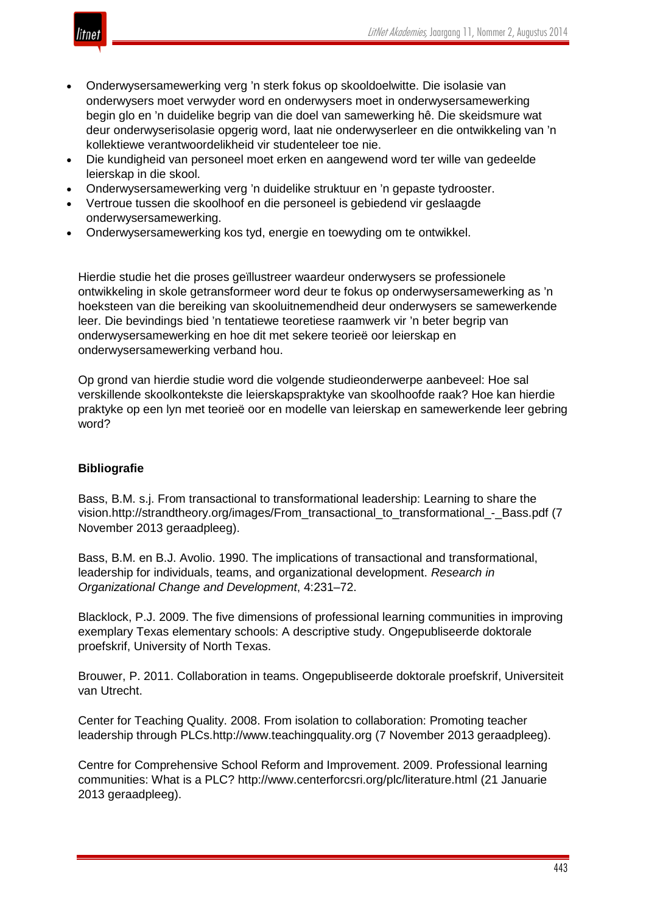- Onderwysersamewerking verg ’n sterk fokus op skooldoelwitte. Die isolasie van onderwysers moet verwyder word en onderwysers moet in onderwysersamewerking begin glo en ’n duidelike begrip van die doel van samewerking hê. Die skeidsmure wat deur onderwyserisolasie opgerig word, laat nie onderwyserleer en die ontwikkeling van ’n kollektiewe verantwoordelikheid vir studenteleer toe nie.
- Die kundigheid van personeel moet erken en aangewend word ter wille van gedeelde leierskap in die skool.
- Onderwysersamewerking verg ’n duidelike struktuur en ’n gepaste tydrooster.
- Vertroue tussen die skoolhoof en die personeel is gebiedend vir geslaagde onderwysersamewerking.
- Onderwysersamewerking kos tyd, energie en toewyding om te ontwikkel.

Hierdie studie het die proses geïllustreer waardeur onderwysers se professionele ontwikkeling in skole getransformeer word deur te fokus op onderwysersamewerking as ’n hoeksteen van die bereiking van skooluitnemendheid deur onderwysers se samewerkende leer. Die bevindings bied ’n tentatiewe teoretiese raamwerk vir ’n beter begrip van onderwysersamewerking en hoe dit met sekere teorieë oor leierskap en onderwysersamewerking verband hou.

Op grond van hierdie studie word die volgende studieonderwerpe aanbeveel: Hoe sal verskillende skoolkontekste die leierskapspraktyke van skoolhoofde raak? Hoe kan hierdie praktyke op een lyn met teorieë oor en modelle van leierskap en samewerkende leer gebring word?

**Bibliografie**

Bass, B.M. s.j. From transactional to transformational leadership: Learning to share the vision.http://strandtheory.org/images/From_transactional_to_transformational_-_Bass.pdf (7 November 2013 geraadpleeg).

Bass, B.M. en B.J. Avolio. 1990. The implications of transactional and transformational, leadership for individuals, teams, and organizational development. *Research in Organizational Change and Development*, 4:231–72.

Blacklock, P.J. 2009. The five dimensions of professional learning communities in improving exemplary Texas elementary schools: A descriptive study. Ongepubliseerde doktorale proefskrif, University of North Texas.

Brouwer, P. 2011. Collaboration in teams. Ongepubliseerde doktorale proefskrif, Universiteit van Utrecht.

Center for Teaching Quality. 2008. From isolation to collaboration: Promoting teacher leadership through PLCs.http://www.teachingquality.org (7 November 2013 geraadpleeg).

Centre for Comprehensive School Reform and Improvement. 2009. Professional learning communities: What is a PLC? http://www.centerforcsri.org/plc/literature.html (21 Januarie 2013 geraadpleeg).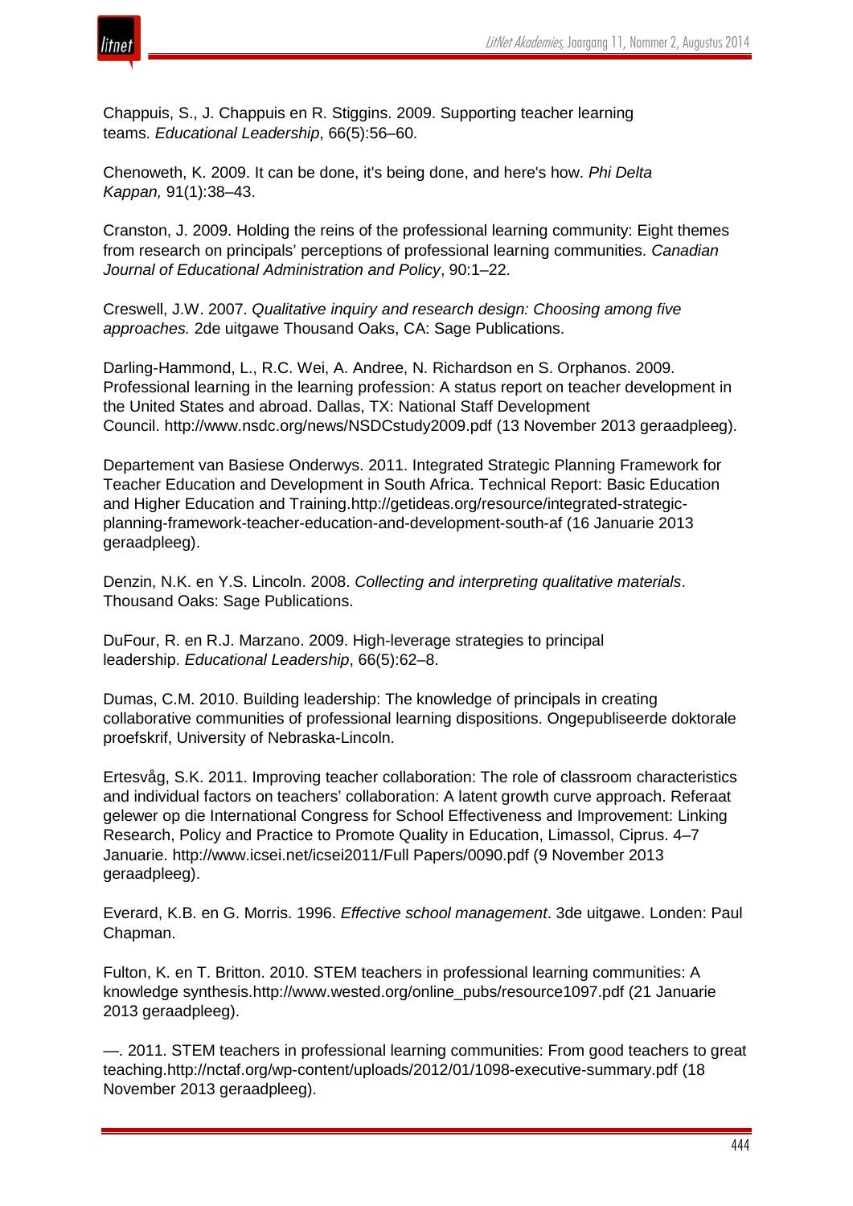Chappuis, S., J. Chappuis en R. Stiggins. 2009. Supporting teacher learning teams. *Educational Leadership*, 66(5):56–60.

Chenoweth, K. 2009. It can be done, it's being done, and here's how. *Phi Delta Kappan,* 91(1):38–43.

Cranston, J. 2009. Holding the reins of the professional learning community: Eight themes from research on principals' perceptions of professional learning communities. *Canadian Journal of Educational Administration and Policy*, 90:1–22.

Creswell, J.W. 2007. *Qualitative inquiry and research design: Choosing among five approaches.* 2de uitgawe Thousand Oaks, CA: Sage Publications.

Darling-Hammond, L., R.C. Wei, A. Andree, N. Richardson en S. Orphanos. 2009. Professional learning in the learning profession: A status report on teacher development in the United States and abroad. Dallas, TX: National Staff Development Council. http://www.nsdc.org/news/NSDCstudy2009.pdf (13 November 2013 geraadpleeg).

Departement van Basiese Onderwys. 2011. Integrated Strategic Planning Framework for Teacher Education and Development in South Africa. Technical Report: Basic Education and Higher Education and Training.http://getideas.org/resource/integrated-strategic-planning-framework-teacher-education-and-development-south-af (16 Januarie 2013 geraadpleeg).

Denzin, N.K. en Y.S. Lincoln. 2008. *Collecting and interpreting qualitative materials*. Thousand Oaks: Sage Publications.

DuFour, R. en R.J. Marzano. 2009. High-leverage strategies to principal leadership. *Educational Leadership*, 66(5):62–8.

Dumas, C.M. 2010. Building leadership: The knowledge of principals in creating collaborative communities of professional learning dispositions. Ongepubliseerde doktorale proefskrif, University of Nebraska-Lincoln.

Ertesvåg, S.K. 2011. Improving teacher collaboration: The role of classroom characteristics and individual factors on teachers' collaboration: A latent growth curve approach. Referaat gelewer op die International Congress for School Effectiveness and Improvement: Linking Research, Policy and Practice to Promote Quality in Education, Limassol, Ciprus. 4–7 Januarie. http://www.icsei.net/icsei2011/Full Papers/0090.pdf (9 November 2013 geraadpleeg).

Everard, K.B. en G. Morris. 1996. *Effective school management*. 3de uitgawe. Londen: Paul Chapman.

Fulton, K. en T. Britton. 2010. STEM teachers in professional learning communities: A knowledge synthesis.http://www.wested.org/online_pubs/resource1097.pdf (21 Januarie 2013 geraadpleeg).

—. 2011. STEM teachers in professional learning communities: From good teachers to great teaching.http://nctaf.org/wp-content/uploads/2012/01/1098-executive-summary.pdf (18 November 2013 geraadpleeg).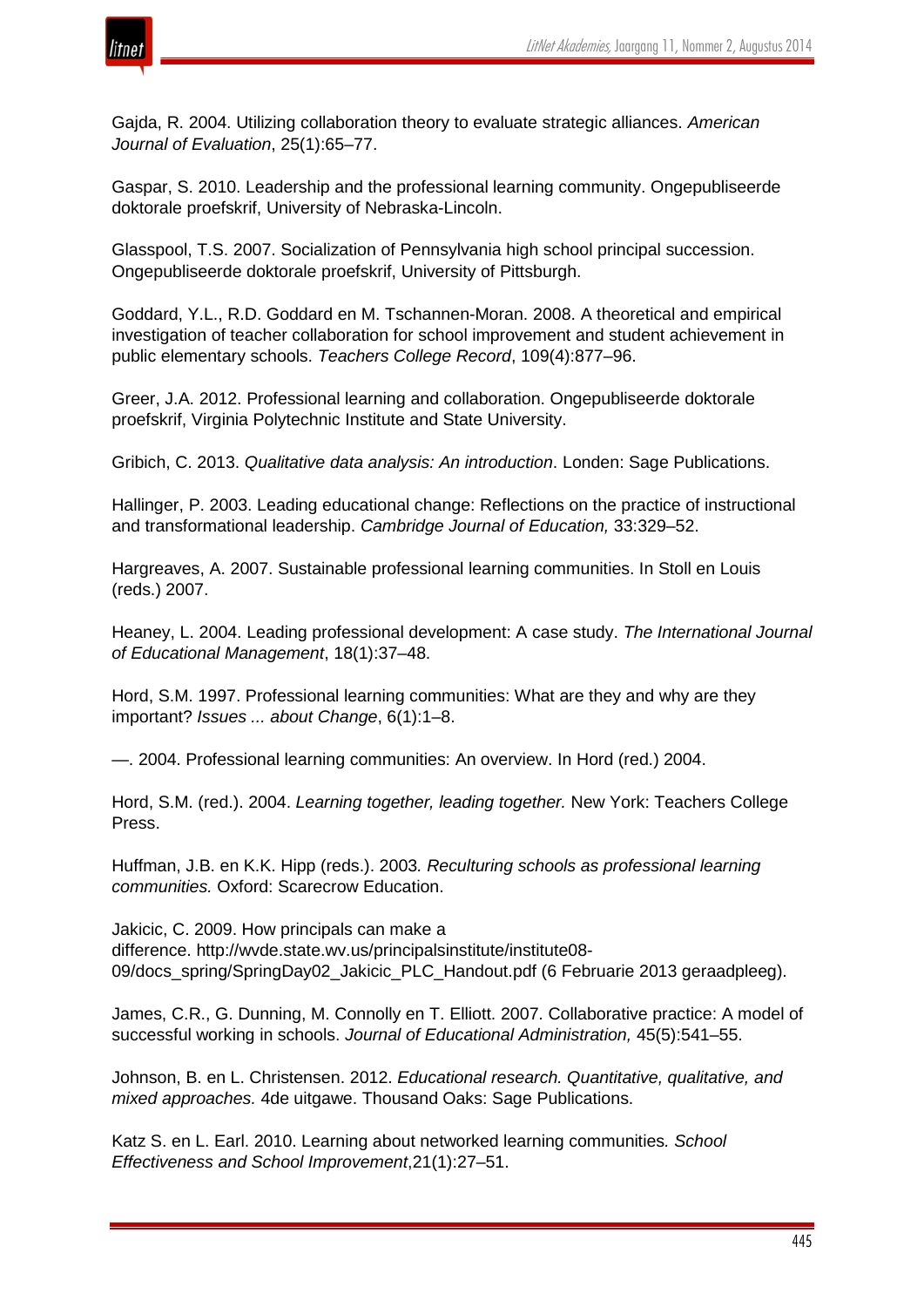Gajda, R. 2004. Utilizing collaboration theory to evaluate strategic alliances. *American Journal of Evaluation*, 25(1):65–77.

Gaspar, S. 2010. Leadership and the professional learning community. Ongepubliseerde doktorale proefskrif, University of Nebraska-Lincoln.

Glasspool, T.S. 2007. Socialization of Pennsylvania high school principal succession. Ongepubliseerde doktorale proefskrif, University of Pittsburgh.

Goddard, Y.L., R.D. Goddard en M. Tschannen-Moran. 2008. A theoretical and empirical investigation of teacher collaboration for school improvement and student achievement in public elementary schools. *Teachers College Record*, 109(4):877–96.

Greer, J.A. 2012. Professional learning and collaboration. Ongepubliseerde doktorale proefskrif, Virginia Polytechnic Institute and State University.

Gribich, C. 2013. *Qualitative data analysis: An introduction*. Londen: Sage Publications.

Hallinger, P. 2003. Leading educational change: Reflections on the practice of instructional and transformational leadership. *Cambridge Journal of Education,* 33:329–52.

Hargreaves, A. 2007. Sustainable professional learning communities. In Stoll en Louis (reds.) 2007.

Heaney, L. 2004. Leading professional development: A case study. *The International Journal of Educational Management*, 18(1):37–48.

Hord, S.M. 1997. Professional learning communities: What are they and why are they important? *Issues ... about Change*, 6(1):1–8.

—. 2004. Professional learning communities: An overview. In Hord (red.) 2004.

Hord, S.M. (red.). 2004. *Learning together, leading together.* New York: Teachers College Press.

Huffman, J.B. en K.K. Hipp (reds.). 2003*. Reculturing schools as professional learning communities.* Oxford: Scarecrow Education.

Jakicic, C. 2009. How principals can make a difference. http://wvde.state.wv.us/principalsinstitute/institute08-09/docs_spring/SpringDay02_Jakicic_PLC_Handout.pdf (6 Februarie 2013 geraadpleeg).

James, C.R., G. Dunning, M. Connolly en T. Elliott. 2007. Collaborative practice: A model of successful working in schools. *Journal of Educational Administration,* 45(5):541–55.

Johnson, B. en L. Christensen. 2012. *Educational research. Quantitative, qualitative, and mixed approaches.* 4de uitgawe. Thousand Oaks: Sage Publications.

Katz S. en L. Earl. 2010. Learning about networked learning communities*. School Effectiveness and School Improvement*,21(1):27–51.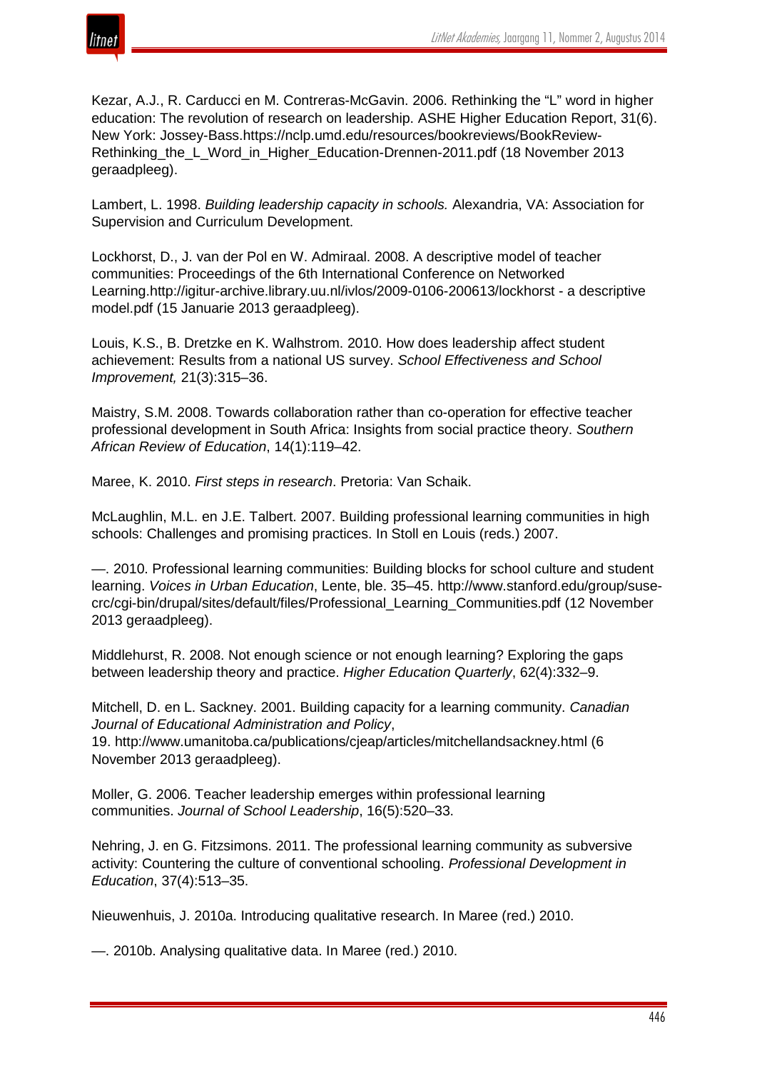Kezar, A.J., R. Carducci en M. Contreras-McGavin. 2006. Rethinking the "L" word in higher education: The revolution of research on leadership. ASHE Higher Education Report, 31(6). New York: Jossey-Bass.https://nclp.umd.edu/resources/bookreviews/BookReview-Rethinking_the_L_Word_in_Higher_Education-Drennen-2011.pdf (18 November 2013 geraadpleeg).

Lambert, L. 1998. *Building leadership capacity in schools.* Alexandria, VA: Association for Supervision and Curriculum Development.

Lockhorst, D., J. van der Pol en W. Admiraal. 2008. A descriptive model of teacher communities: Proceedings of the 6th International Conference on Networked Learning.http://igitur-archive.library.uu.nl/ivlos/2009-0106-200613/lockhorst - a descriptive model.pdf (15 Januarie 2013 geraadpleeg).

Louis, K.S., B. Dretzke en K. Walhstrom. 2010. How does leadership affect student achievement: Results from a national US survey. *School Effectiveness and School Improvement,* 21(3):315–36.

Maistry, S.M. 2008. Towards collaboration rather than co-operation for effective teacher professional development in South Africa: Insights from social practice theory. *Southern African Review of Education*, 14(1):119–42.

Maree, K. 2010. *First steps in research*. Pretoria: Van Schaik.

McLaughlin, M.L. en J.E. Talbert. 2007. Building professional learning communities in high schools: Challenges and promising practices. In Stoll en Louis (reds.) 2007.

—. 2010. Professional learning communities: Building blocks for school culture and student learning. *Voices in Urban Education*, Lente, ble. 35–45. http://www.stanford.edu/group/suse-crc/cgi-bin/drupal/sites/default/files/Professional_Learning_Communities.pdf (12 November 2013 geraadpleeg).

Middlehurst, R. 2008. Not enough science or not enough learning? Exploring the gaps between leadership theory and practice. *Higher Education Quarterly*, 62(4):332–9.

Mitchell, D. en L. Sackney. 2001. Building capacity for a learning community. *Canadian Journal of Educational Administration and Policy*, 19. http://www.umanitoba.ca/publications/cjeap/articles/mitchellandsackney.html (6 November 2013 geraadpleeg).

Moller, G. 2006. Teacher leadership emerges within professional learning communities. *Journal of School Leadership*, 16(5):520–33.

Nehring, J. en G. Fitzsimons. 2011. The professional learning community as subversive activity: Countering the culture of conventional schooling. *Professional Development in Education*, 37(4):513–35.

Nieuwenhuis, J. 2010a. Introducing qualitative research. In Maree (red.) 2010.

—. 2010b. Analysing qualitative data. In Maree (red.) 2010.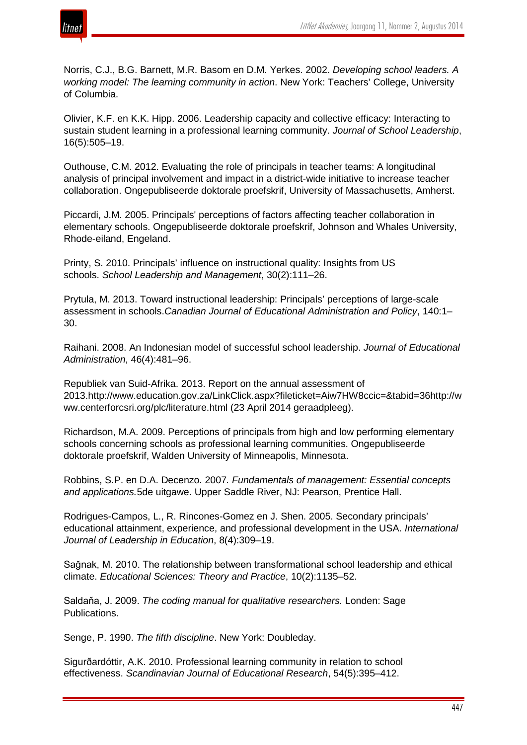Norris, C.J., B.G. Barnett, M.R. Basom en D.M. Yerkes. 2002. *Developing school leaders. A working model: The learning community in action*. New York: Teachers' College, University of Columbia.

Olivier, K.F. en K.K. Hipp. 2006. Leadership capacity and collective efficacy: Interacting to sustain student learning in a professional learning community. *Journal of School Leadership*, 16(5):505–19.

Outhouse, C.M. 2012. Evaluating the role of principals in teacher teams: A longitudinal analysis of principal involvement and impact in a district-wide initiative to increase teacher collaboration. Ongepubliseerde doktorale proefskrif, University of Massachusetts, Amherst.

Piccardi, J.M. 2005. Principals' perceptions of factors affecting teacher collaboration in elementary schools. Ongepubliseerde doktorale proefskrif, Johnson and Whales University, Rhode-eiland, Engeland.

Printy, S. 2010. Principals' influence on instructional quality: Insights from US schools. *School Leadership and Management*, 30(2):111–26.

Prytula, M. 2013. Toward instructional leadership: Principals' perceptions of large-scale assessment in schools.*Canadian Journal of Educational Administration and Policy*, 140:1–30.

Raihani. 2008. An Indonesian model of successful school leadership. *Journal of Educational Administration*, 46(4):481–96.

Republiek van Suid-Afrika. 2013. Report on the annual assessment of 2013.http://www.education.gov.za/LinkClick.aspx?fileticket=Aiw7HW8ccic=&tabid=36http://www.centerforcsri.org/plc/literature.html (23 April 2014 geraadpleeg).

Richardson, M.A. 2009. Perceptions of principals from high and low performing elementary schools concerning schools as professional learning communities. Ongepubliseerde doktorale proefskrif, Walden University of Minneapolis, Minnesota.

Robbins, S.P. en D.A. Decenzo. 2007. *Fundamentals of management: Essential concepts and applications.*5de uitgawe. Upper Saddle River, NJ: Pearson, Prentice Hall.

Rodrigues-Campos, L., R. Rincones-Gomez en J. Shen. 2005. Secondary principals' educational attainment, experience, and professional development in the USA. *International Journal of Leadership in Education*, 8(4):309–19.

Sağnak, M. 2010. The relationship between transformational school leadership and ethical climate. *Educational Sciences: Theory and Practice*, 10(2):1135–52.

Saldaňa, J. 2009. *The coding manual for qualitative researchers.* Londen: Sage Publications.

Senge, P. 1990. *The fifth discipline*. New York: Doubleday.

Sigurðardóttir, A.K. 2010. Professional learning community in relation to school effectiveness. *Scandinavian Journal of Educational Research*, 54(5):395–412.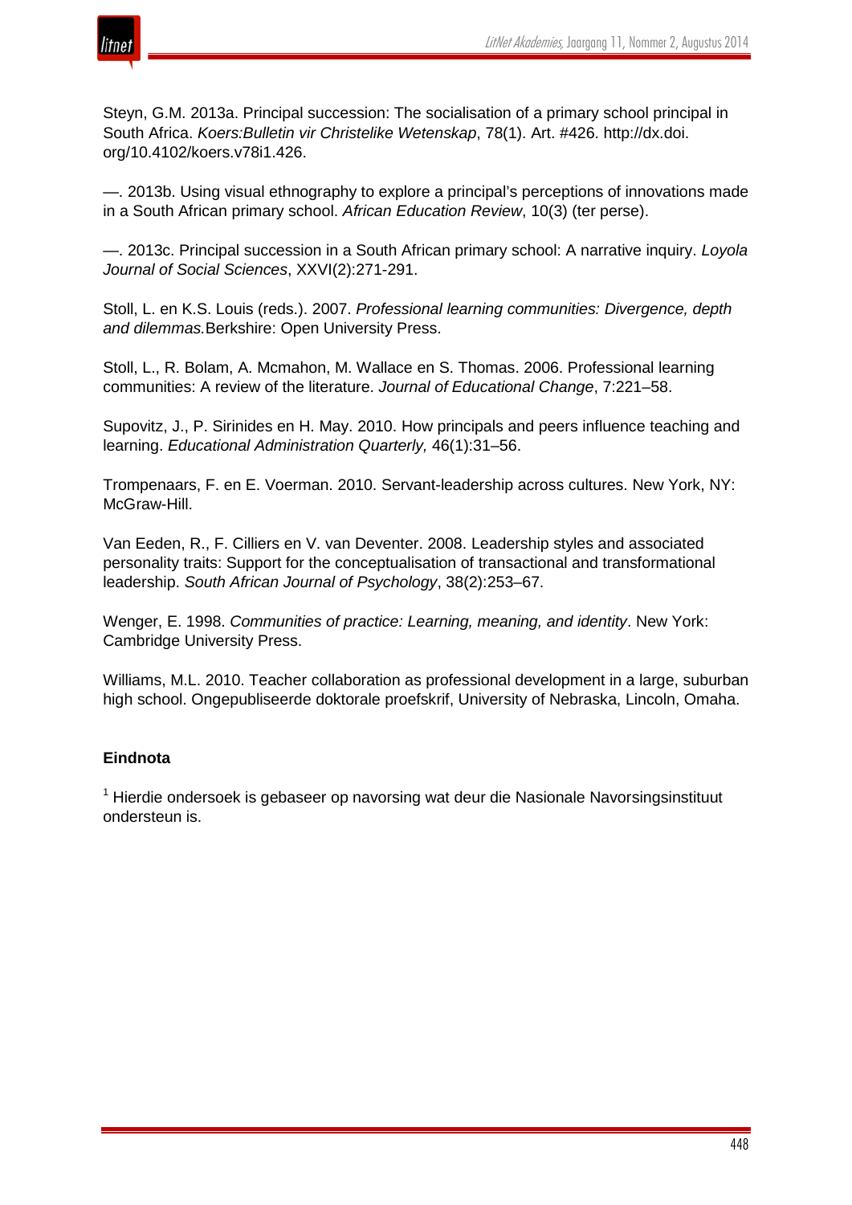Steyn, G.M. 2013a. Principal succession: The socialisation of a primary school principal in South Africa. *Koers:Bulletin vir Christelike Wetenskap*, 78(1). Art. #426. http://dx.doi. org/10.4102/koers.v78i1.426.

—. 2013b. Using visual ethnography to explore a principal's perceptions of innovations made in a South African primary school. *African Education Review*, 10(3) (ter perse).

—. 2013c. Principal succession in a South African primary school: A narrative inquiry. *Loyola Journal of Social Sciences*, XXVI(2):271-291.

Stoll, L. en K.S. Louis (reds.). 2007. *Professional learning communities: Divergence, depth and dilemmas.* Berkshire: Open University Press.

Stoll, L., R. Bolam, A. Mcmahon, M. Wallace en S. Thomas. 2006. Professional learning communities: A review of the literature. *Journal of Educational Change*, 7:221–58.

Supovitz, J., P. Sirinides en H. May. 2010. How principals and peers influence teaching and learning. *Educational Administration Quarterly,* 46(1):31–56.

Trompenaars, F. en E. Voerman. 2010. Servant-leadership across cultures. New York, NY: McGraw-Hill.

Van Eeden, R., F. Cilliers en V. van Deventer. 2008. Leadership styles and associated personality traits: Support for the conceptualisation of transactional and transformational leadership. *South African Journal of Psychology*, 38(2):253–67.

Wenger, E. 1998. *Communities of practice: Learning, meaning, and identity*. New York: Cambridge University Press.

Williams, M.L. 2010. Teacher collaboration as professional development in a large, suburban high school. Ongepubliseerde doktorale proefskrif, University of Nebraska, Lincoln, Omaha.

**Eindnota**

[1] Hierdie ondersoek is gebaseer op navorsing wat deur die Nasionale Navorsingsinstituut ondersteun is.